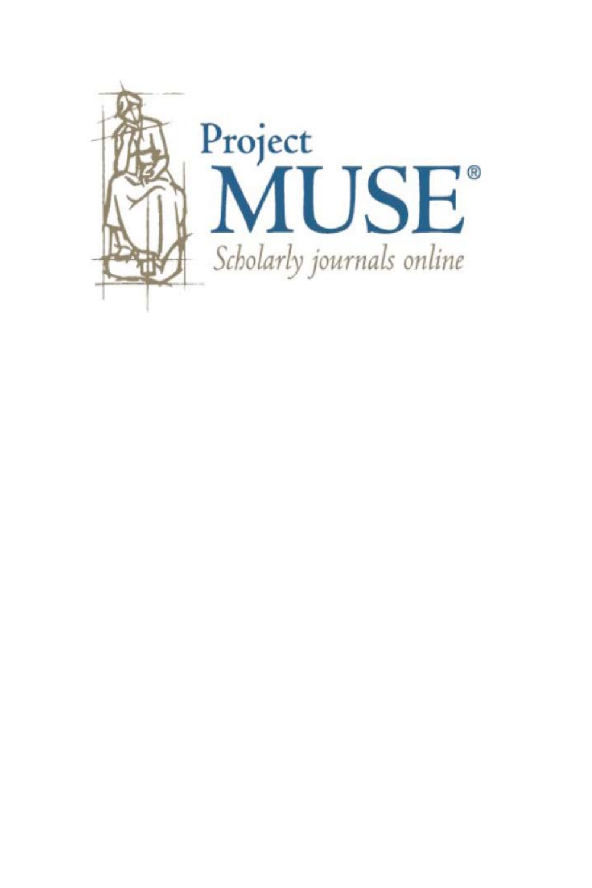Project
MUSE®
*Scholarly journals online*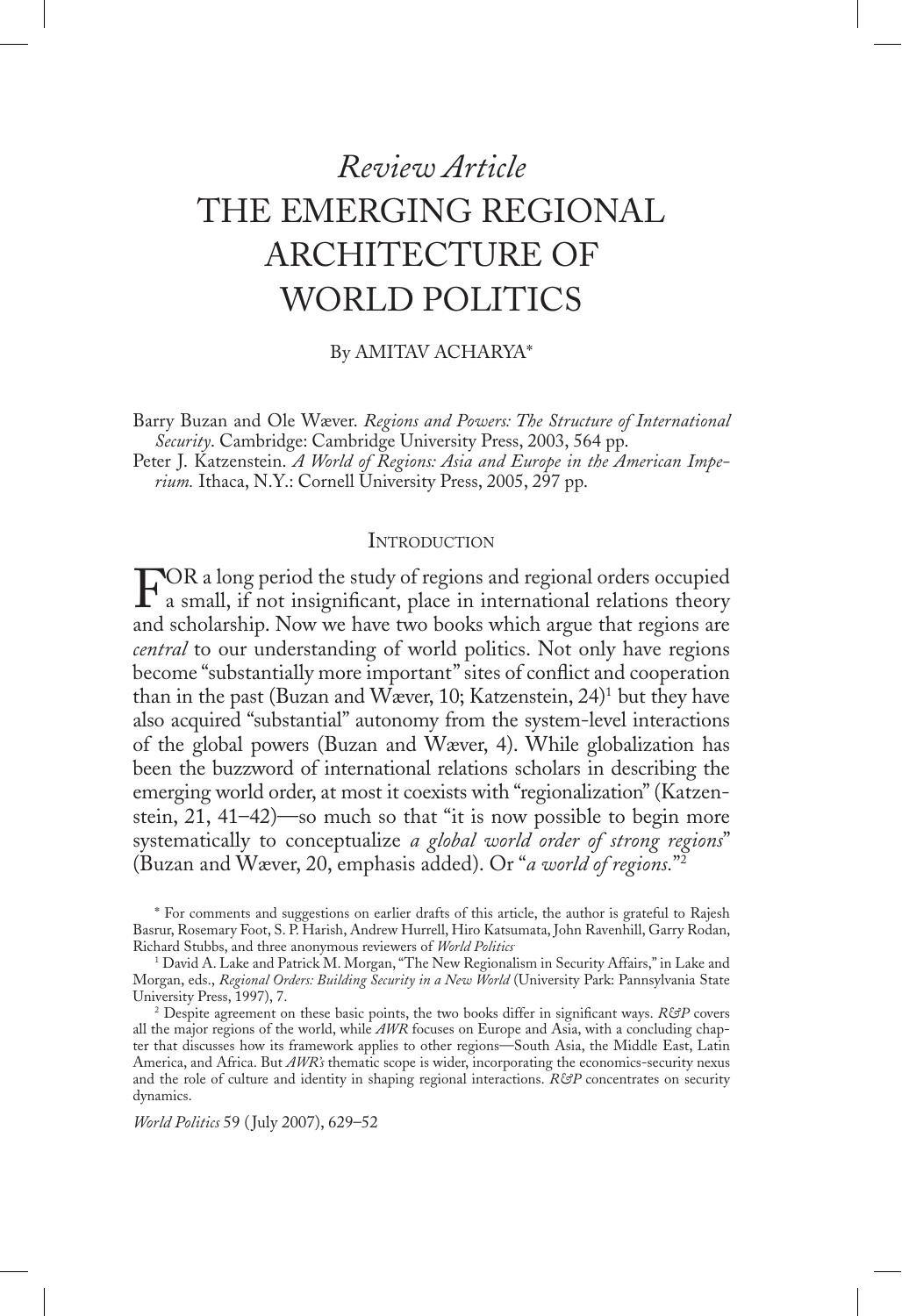# *Review Article*
# THE EMERGING REGIONAL ARCHITECTURE OF WORLD POLITICS

By AMITAV ACHARYA*

Barry Buzan and Ole Wæver. *Regions and Powers: The Structure of International Security*. Cambridge: Cambridge University Press, 2003, 564 pp.

Peter J. Katzenstein. *A World of Regions: Asia and Europe in the American Imperium.* Ithaca, N.Y.: Cornell University Press, 2005, 297 pp.

## Introduction

FOR a long period the study of regions and regional orders occupied a small, if not insignificant, place in international relations theory and scholarship. Now we have two books which argue that regions are *central* to our understanding of world politics. Not only have regions become "substantially more important" sites of conflict and cooperation than in the past (Buzan and Wæver, 10; Katzenstein, 24)[1] but they have also acquired "substantial" autonomy from the system-level interactions of the global powers (Buzan and Wæver, 4). While globalization has been the buzzword of international relations scholars in describing the emerging world order, at most it coexists with "regionalization" (Katzenstein, 21, 41–42)—so much so that "it is now possible to begin more systematically to conceptualize *a global world order of strong regions*" (Buzan and Wæver, 20, emphasis added). Or "*a world of regions.*"[2]

\* For comments and suggestions on earlier drafts of this article, the author is grateful to Rajesh Basrur, Rosemary Foot, S. P. Harish, Andrew Hurrell, Hiro Katsumata, John Ravenhill, Garry Rodan, Richard Stubbs, and three anonymous reviewers of *World Politics*

[1] David A. Lake and Patrick M. Morgan, "The New Regionalism in Security Affairs," in Lake and Morgan, eds., *Regional Orders: Building Security in a New World* (University Park: Pannsylvania State University Press, 1997), 7.

[2] Despite agreement on these basic points, the two books differ in significant ways. *R&P* covers all the major regions of the world, while *AWR* focuses on Europe and Asia, with a concluding chapter that discusses how its framework applies to other regions—South Asia, the Middle East, Latin America, and Africa. But *AWR's* thematic scope is wider, incorporating the economics-security nexus and the role of culture and identity in shaping regional interactions. *R&P* concentrates on security dynamics.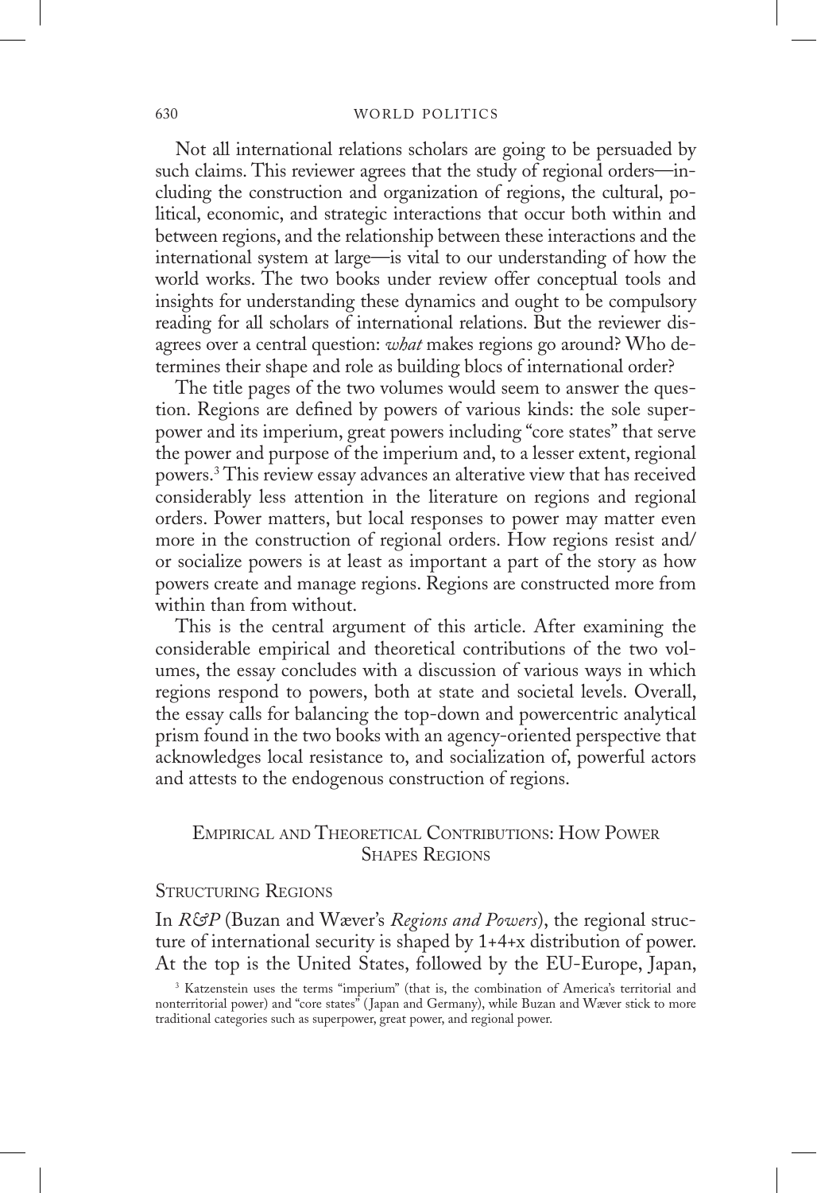Not all international relations scholars are going to be persuaded by such claims. This reviewer agrees that the study of regional orders—including the construction and organization of regions, the cultural, political, economic, and strategic interactions that occur both within and between regions, and the relationship between these interactions and the international system at large—is vital to our understanding of how the world works. The two books under review offer conceptual tools and insights for understanding these dynamics and ought to be compulsory reading for all scholars of international relations. But the reviewer disagrees over a central question: *what* makes regions go around? Who determines their shape and role as building blocs of international order?

The title pages of the two volumes would seem to answer the question. Regions are defined by powers of various kinds: the sole superpower and its imperium, great powers including "core states" that serve the power and purpose of the imperium and, to a lesser extent, regional powers.[3] This review essay advances an alterative view that has received considerably less attention in the literature on regions and regional orders. Power matters, but local responses to power may matter even more in the construction of regional orders. How regions resist and/or socialize powers is at least as important a part of the story as how powers create and manage regions. Regions are constructed more from within than from without.

This is the central argument of this article. After examining the considerable empirical and theoretical contributions of the two volumes, the essay concludes with a discussion of various ways in which regions respond to powers, both at state and societal levels. Overall, the essay calls for balancing the top-down and powercentric analytical prism found in the two books with an agency-oriented perspective that acknowledges local resistance to, and socialization of, powerful actors and attests to the endogenous construction of regions.

## Empirical and Theoretical Contributions: How Power Shapes Regions

### Structuring Regions

In *R&P* (Buzan and Wæver's *Regions and Powers*), the regional structure of international security is shaped by 1+4+x distribution of power. At the top is the United States, followed by the EU-Europe, Japan,

[3] Katzenstein uses the terms "imperium" (that is, the combination of America's territorial and nonterritorial power) and "core states" (Japan and Germany), while Buzan and Wæver stick to more traditional categories such as superpower, great power, and regional power.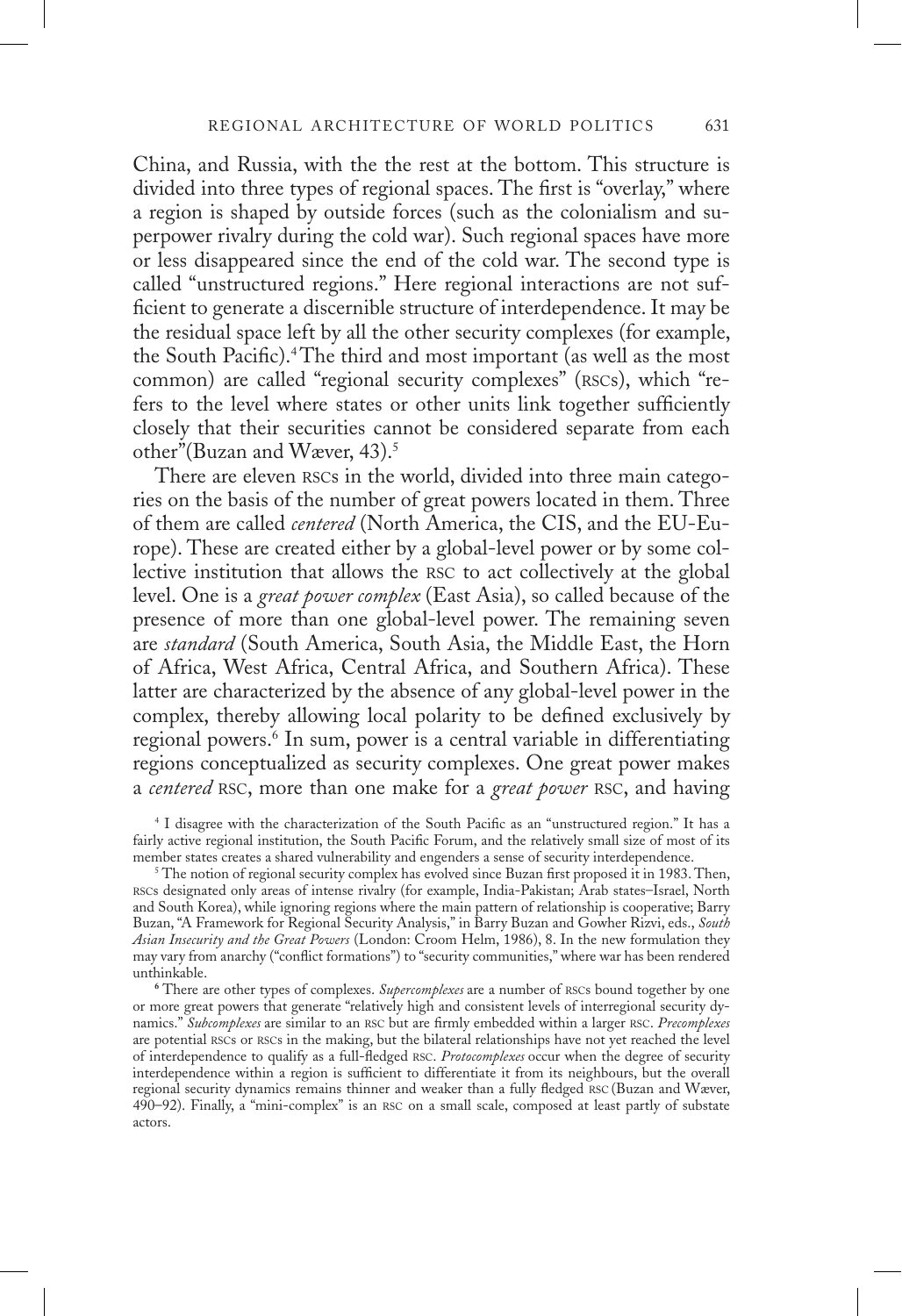China, and Russia, with the the rest at the bottom. This structure is divided into three types of regional spaces. The first is "overlay," where a region is shaped by outside forces (such as the colonialism and superpower rivalry during the cold war). Such regional spaces have more or less disappeared since the end of the cold war. The second type is called "unstructured regions." Here regional interactions are not sufficient to generate a discernible structure of interdependence. It may be the residual space left by all the other security complexes (for example, the South Pacific).[4] The third and most important (as well as the most common) are called "regional security complexes" (RSCs), which "refers to the level where states or other units link together sufficiently closely that their securities cannot be considered separate from each other"(Buzan and Wæver, 43).[5]

There are eleven RSCs in the world, divided into three main categories on the basis of the number of great powers located in them. Three of them are called *centered* (North America, the CIS, and the EU-Europe). These are created either by a global-level power or by some collective institution that allows the RSC to act collectively at the global level. One is a *great power complex* (East Asia), so called because of the presence of more than one global-level power. The remaining seven are *standard* (South America, South Asia, the Middle East, the Horn of Africa, West Africa, Central Africa, and Southern Africa). These latter are characterized by the absence of any global-level power in the complex, thereby allowing local polarity to be defined exclusively by regional powers.[6] In sum, power is a central variable in differentiating regions conceptualized as security complexes. One great power makes a *centered* RSC, more than one make for a *great power* RSC, and having

[4] I disagree with the characterization of the South Pacific as an "unstructured region." It has a fairly active regional institution, the South Pacific Forum, and the relatively small size of most of its member states creates a shared vulnerability and engenders a sense of security interdependence.

[5] The notion of regional security complex has evolved since Buzan first proposed it in 1983. Then, RSCs designated only areas of intense rivalry (for example, India-Pakistan; Arab states–Israel, North and South Korea), while ignoring regions where the main pattern of relationship is cooperative; Barry Buzan, "A Framework for Regional Security Analysis," in Barry Buzan and Gowher Rizvi, eds., *South Asian Insecurity and the Great Powers* (London: Croom Helm, 1986), 8. In the new formulation they may vary from anarchy ("conflict formations") to "security communities," where war has been rendered unthinkable.

[6] There are other types of complexes. *Supercomplexes* are a number of RSCs bound together by one or more great powers that generate "relatively high and consistent levels of interregional security dynamics." *Subcomplexes* are similar to an RSC but are firmly embedded within a larger RSC. *Precomplexes* are potential RSCs or RSCs in the making, but the bilateral relationships have not yet reached the level of interdependence to qualify as a full-fledged RSC. *Protocomplexes* occur when the degree of security interdependence within a region is sufficient to differentiate it from its neighbours, but the overall regional security dynamics remains thinner and weaker than a fully fledged RSC (Buzan and Wæver, 490–92). Finally, a "mini-complex" is an RSC on a small scale, composed at least partly of substate actors.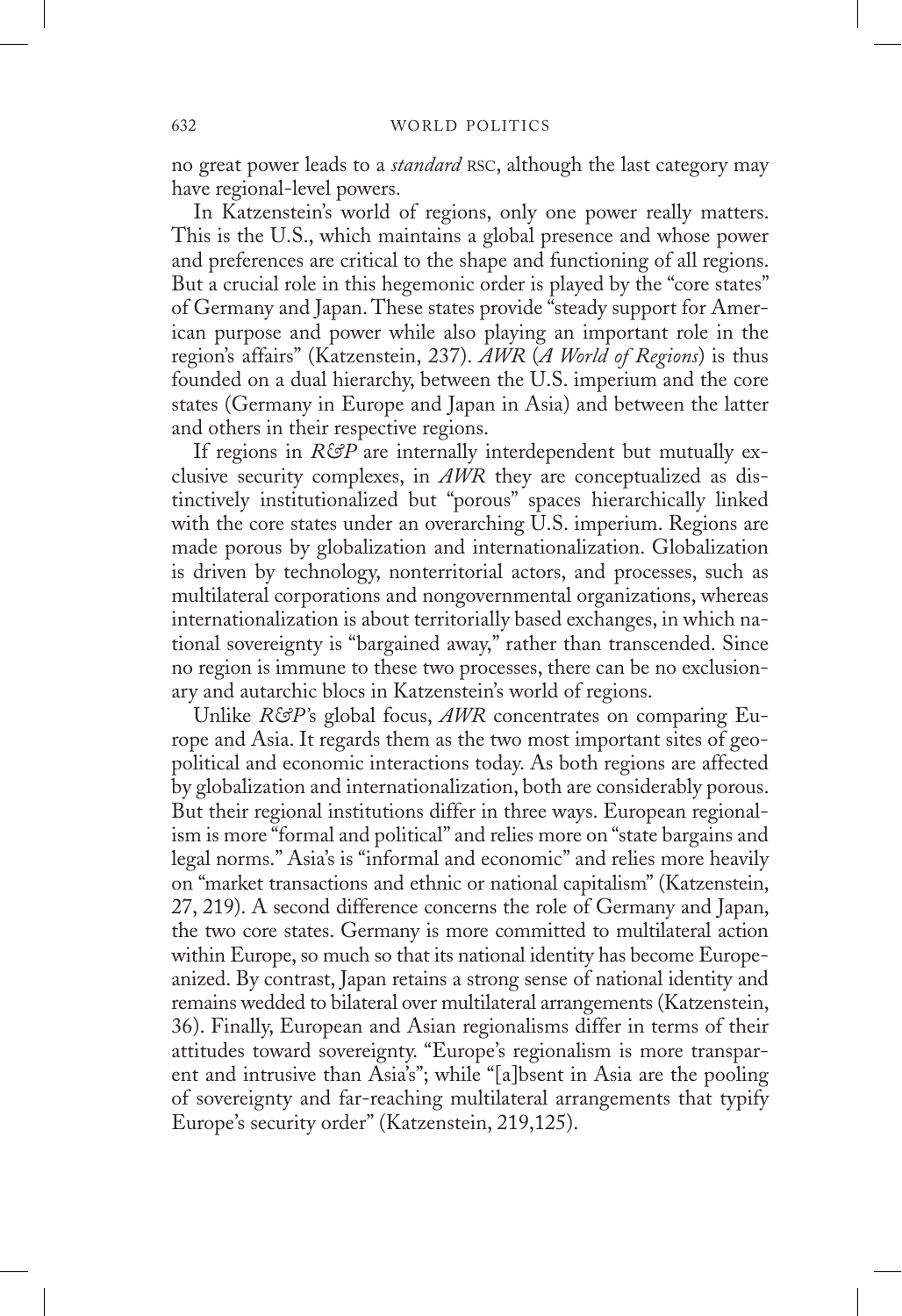no great power leads to a *standard* RSC, although the last category may have regional-level powers.

In Katzenstein's world of regions, only one power really matters. This is the U.S., which maintains a global presence and whose power and preferences are critical to the shape and functioning of all regions. But a crucial role in this hegemonic order is played by the "core states" of Germany and Japan. These states provide "steady support for American purpose and power while also playing an important role in the region's affairs" (Katzenstein, 237). *AWR* (*A World of Regions*) is thus founded on a dual hierarchy, between the U.S. imperium and the core states (Germany in Europe and Japan in Asia) and between the latter and others in their respective regions.

If regions in *R&P* are internally interdependent but mutually exclusive security complexes, in *AWR* they are conceptualized as distinctively institutionalized but "porous" spaces hierarchically linked with the core states under an overarching U.S. imperium. Regions are made porous by globalization and internationalization. Globalization is driven by technology, nonterritorial actors, and processes, such as multilateral corporations and nongovernmental organizations, whereas internationalization is about territorially based exchanges, in which national sovereignty is "bargained away," rather than transcended. Since no region is immune to these two processes, there can be no exclusionary and autarchic blocs in Katzenstein's world of regions.

Unlike *R&P*'s global focus, *AWR* concentrates on comparing Europe and Asia. It regards them as the two most important sites of geopolitical and economic interactions today. As both regions are affected by globalization and internationalization, both are considerably porous. But their regional institutions differ in three ways. European regionalism is more "formal and political" and relies more on "state bargains and legal norms." Asia's is "informal and economic" and relies more heavily on "market transactions and ethnic or national capitalism" (Katzenstein, 27, 219). A second difference concerns the role of Germany and Japan, the two core states. Germany is more committed to multilateral action within Europe, so much so that its national identity has become Europeanized. By contrast, Japan retains a strong sense of national identity and remains wedded to bilateral over multilateral arrangements (Katzenstein, 36). Finally, European and Asian regionalisms differ in terms of their attitudes toward sovereignty. "Europe's regionalism is more transparent and intrusive than Asia's"; while "[a]bsent in Asia are the pooling of sovereignty and far-reaching multilateral arrangements that typify Europe's security order" (Katzenstein, 219,125).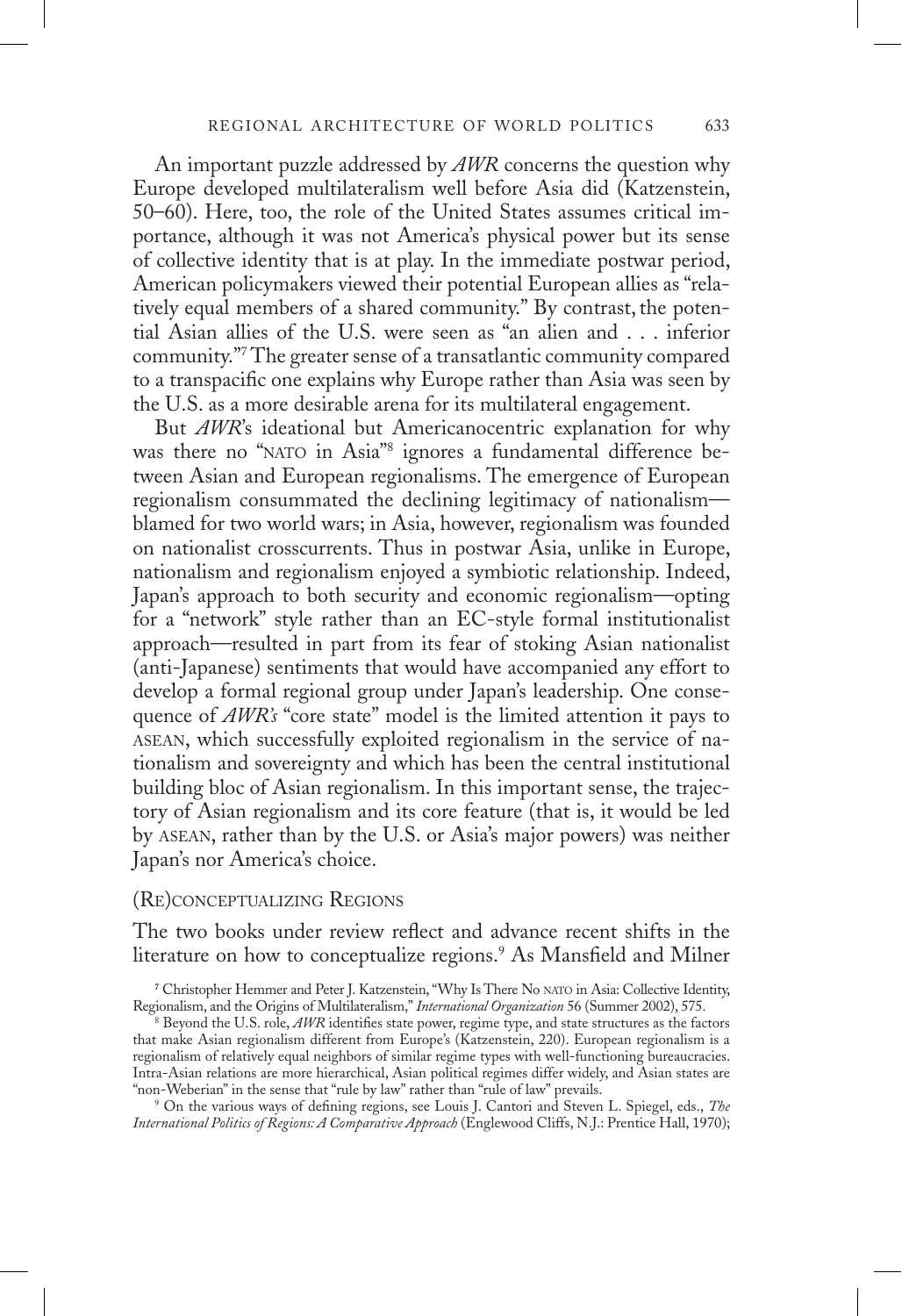An important puzzle addressed by *AWR* concerns the question why Europe developed multilateralism well before Asia did (Katzenstein, 50–60). Here, too, the role of the United States assumes critical importance, although it was not America's physical power but its sense of collective identity that is at play. In the immediate postwar period, American policymakers viewed their potential European allies as "relatively equal members of a shared community." By contrast, the potential Asian allies of the U.S. were seen as "an alien and . . . inferior community."[7] The greater sense of a transatlantic community compared to a transpacific one explains why Europe rather than Asia was seen by the U.S. as a more desirable arena for its multilateral engagement.

But *AWR*'s ideational but Americanocentric explanation for why was there no "NATO in Asia"[8] ignores a fundamental difference between Asian and European regionalisms. The emergence of European regionalism consummated the declining legitimacy of nationalism—blamed for two world wars; in Asia, however, regionalism was founded on nationalist crosscurrents. Thus in postwar Asia, unlike in Europe, nationalism and regionalism enjoyed a symbiotic relationship. Indeed, Japan's approach to both security and economic regionalism—opting for a "network" style rather than an EC-style formal institutionalist approach—resulted in part from its fear of stoking Asian nationalist (anti-Japanese) sentiments that would have accompanied any effort to develop a formal regional group under Japan's leadership. One consequence of *AWR's* "core state" model is the limited attention it pays to ASEAN, which successfully exploited regionalism in the service of nationalism and sovereignty and which has been the central institutional building bloc of Asian regionalism. In this important sense, the trajectory of Asian regionalism and its core feature (that is, it would be led by ASEAN, rather than by the U.S. or Asia's major powers) was neither Japan's nor America's choice.

## (Re)conceptualizing Regions

The two books under review reflect and advance recent shifts in the literature on how to conceptualize regions.[9] As Mansfield and Milner

[7] Christopher Hemmer and Peter J. Katzenstein, "Why Is There No NATO in Asia: Collective Identity, Regionalism, and the Origins of Multilateralism," *International Organization* 56 (Summer 2002), 575.

[8] Beyond the U.S. role, *AWR* identifies state power, regime type, and state structures as the factors that make Asian regionalism different from Europe's (Katzenstein, 220). European regionalism is a regionalism of relatively equal neighbors of similar regime types with well-functioning bureaucracies. Intra-Asian relations are more hierarchical, Asian political regimes differ widely, and Asian states are "non-Weberian" in the sense that "rule by law" rather than "rule of law" prevails.

[9] On the various ways of defining regions, see Louis J. Cantori and Steven L. Spiegel, eds., *The International Politics of Regions: A Comparative Approach* (Englewood Cliffs, N.J.: Prentice Hall, 1970);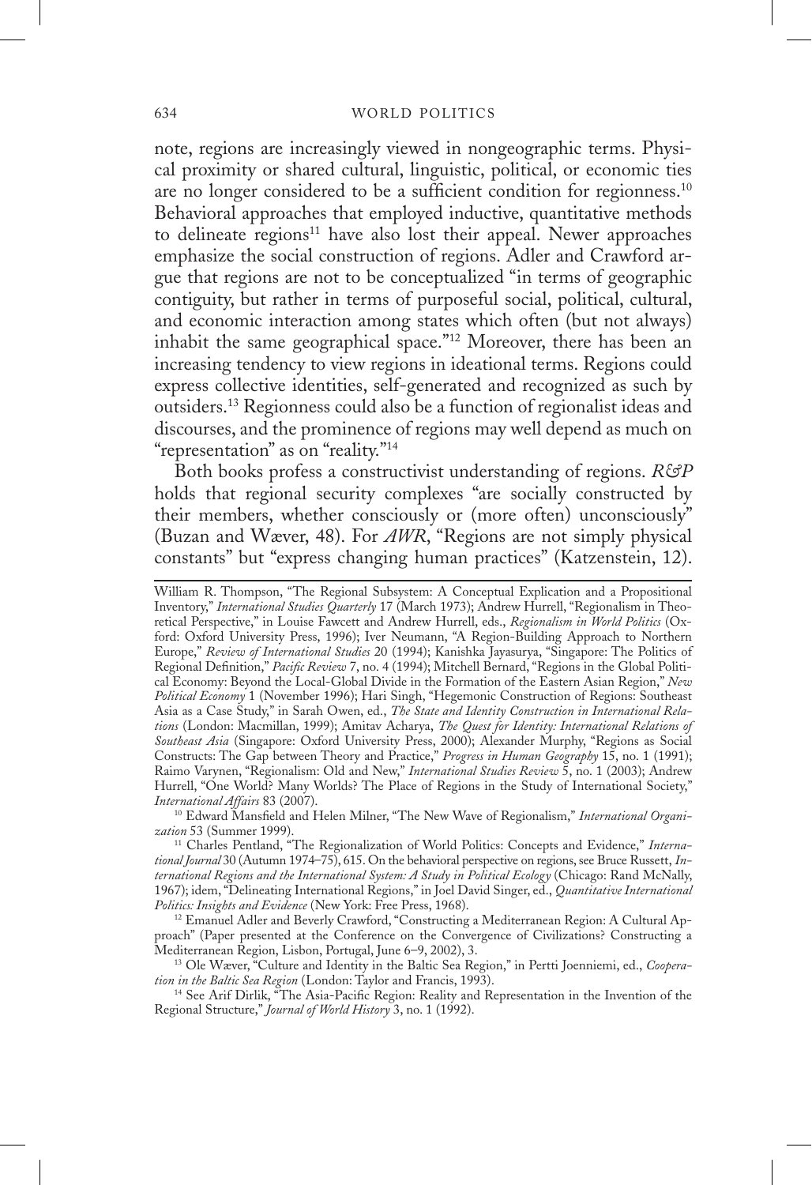note, regions are increasingly viewed in nongeographic terms. Physical proximity or shared cultural, linguistic, political, or economic ties are no longer considered to be a sufficient condition for regionness.[10] Behavioral approaches that employed inductive, quantitative methods to delineate regions[11] have also lost their appeal. Newer approaches emphasize the social construction of regions. Adler and Crawford argue that regions are not to be conceptualized "in terms of geographic contiguity, but rather in terms of purposeful social, political, cultural, and economic interaction among states which often (but not always) inhabit the same geographical space."[12] Moreover, there has been an increasing tendency to view regions in ideational terms. Regions could express collective identities, self-generated and recognized as such by outsiders.[13] Regionness could also be a function of regionalist ideas and discourses, and the prominence of regions may well depend as much on "representation" as on "reality."[14]

Both books profess a constructivist understanding of regions. *R&P* holds that regional security complexes "are socially constructed by their members, whether consciously or (more often) unconsciously" (Buzan and Wæver, 48). For *AWR*, "Regions are not simply physical constants" but "express changing human practices" (Katzenstein, 12).

---

William R. Thompson, "The Regional Subsystem: A Conceptual Explication and a Propositional Inventory," *International Studies Quarterly* 17 (March 1973); Andrew Hurrell, "Regionalism in Theoretical Perspective," in Louise Fawcett and Andrew Hurrell, eds., *Regionalism in World Politics* (Oxford: Oxford University Press, 1996); Iver Neumann, "A Region-Building Approach to Northern Europe," *Review of International Studies* 20 (1994); Kanishka Jayasurya, "Singapore: The Politics of Regional Definition," *Pacific Review* 7, no. 4 (1994); Mitchell Bernard, "Regions in the Global Political Economy: Beyond the Local-Global Divide in the Formation of the Eastern Asian Region," *New Political Economy* 1 (November 1996); Hari Singh, "Hegemonic Construction of Regions: Southeast Asia as a Case Study," in Sarah Owen, ed., *The State and Identity Construction in International Relations* (London: Macmillan, 1999); Amitav Acharya, *The Quest for Identity: International Relations of Southeast Asia* (Singapore: Oxford University Press, 2000); Alexander Murphy, "Regions as Social Constructs: The Gap between Theory and Practice," *Progress in Human Geography* 15, no. 1 (1991); Raimo Varynen, "Regionalism: Old and New," *International Studies Review* 5, no. 1 (2003); Andrew Hurrell, "One World? Many Worlds? The Place of Regions in the Study of International Society," *International Affairs* 83 (2007).

[10] Edward Mansfield and Helen Milner, "The New Wave of Regionalism," *International Organization* 53 (Summer 1999).

[11] Charles Pentland, "The Regionalization of World Politics: Concepts and Evidence," *International Journal* 30 (Autumn 1974–75), 615. On the behavioral perspective on regions, see Bruce Russett, *International Regions and the International System: A Study in Political Ecology* (Chicago: Rand McNally, 1967); idem, "Delineating International Regions," in Joel David Singer, ed., *Quantitative International Politics: Insights and Evidence* (New York: Free Press, 1968).

[12] Emanuel Adler and Beverly Crawford, "Constructing a Mediterranean Region: A Cultural Approach" (Paper presented at the Conference on the Convergence of Civilizations? Constructing a Mediterranean Region, Lisbon, Portugal, June 6–9, 2002), 3.

[13] Ole Wæver, "Culture and Identity in the Baltic Sea Region," in Pertti Joenniemi, ed., *Cooperation in the Baltic Sea Region* (London: Taylor and Francis, 1993).

[14] See Arif Dirlik, "The Asia-Pacific Region: Reality and Representation in the Invention of the Regional Structure," *Journal of World History* 3, no. 1 (1992).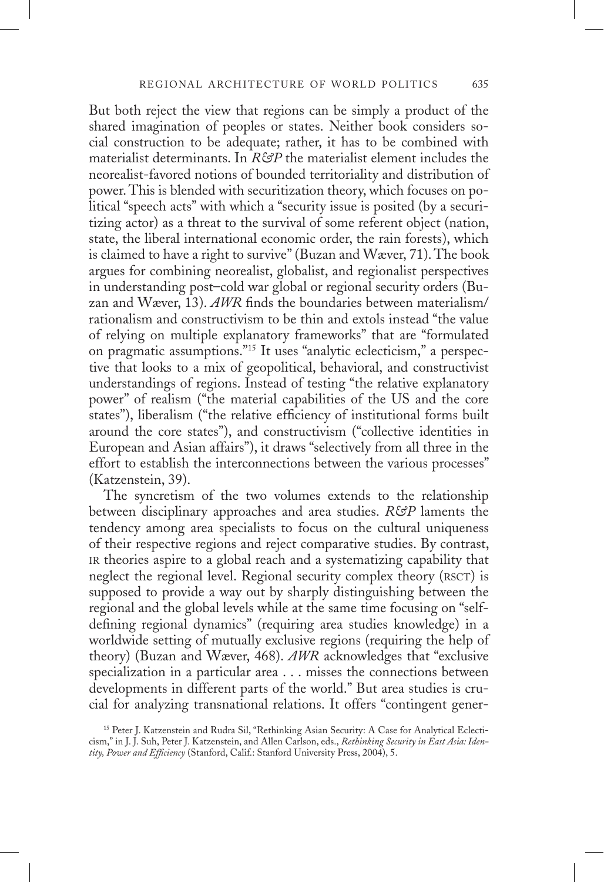But both reject the view that regions can be simply a product of the shared imagination of peoples or states. Neither book considers social construction to be adequate; rather, it has to be combined with materialist determinants. In *R&P* the materialist element includes the neorealist-favored notions of bounded territoriality and distribution of power. This is blended with securitization theory, which focuses on political "speech acts" with which a "security issue is posited (by a securitizing actor) as a threat to the survival of some referent object (nation, state, the liberal international economic order, the rain forests), which is claimed to have a right to survive" (Buzan and Wæver, 71). The book argues for combining neorealist, globalist, and regionalist perspectives in understanding post–cold war global or regional security orders (Buzan and Wæver, 13). *AWR* finds the boundaries between materialism/rationalism and constructivism to be thin and extols instead "the value of relying on multiple explanatory frameworks" that are "formulated on pragmatic assumptions."[15] It uses "analytic eclecticism," a perspective that looks to a mix of geopolitical, behavioral, and constructivist understandings of regions. Instead of testing "the relative explanatory power" of realism ("the material capabilities of the US and the core states"), liberalism ("the relative efficiency of institutional forms built around the core states"), and constructivism ("collective identities in European and Asian affairs"), it draws "selectively from all three in the effort to establish the interconnections between the various processes" (Katzenstein, 39).

The syncretism of the two volumes extends to the relationship between disciplinary approaches and area studies. *R&P* laments the tendency among area specialists to focus on the cultural uniqueness of their respective regions and reject comparative studies. By contrast, IR theories aspire to a global reach and a systematizing capability that neglect the regional level. Regional security complex theory (RSCT) is supposed to provide a way out by sharply distinguishing between the regional and the global levels while at the same time focusing on "self-defining regional dynamics" (requiring area studies knowledge) in a worldwide setting of mutually exclusive regions (requiring the help of theory) (Buzan and Wæver, 468). *AWR* acknowledges that "exclusive specialization in a particular area . . . misses the connections between developments in different parts of the world." But area studies is crucial for analyzing transnational relations. It offers "contingent gener-

[15] Peter J. Katzenstein and Rudra Sil, "Rethinking Asian Security: A Case for Analytical Eclecticism," in J. J. Suh, Peter J. Katzenstein, and Allen Carlson, eds., *Rethinking Security in East Asia: Identity, Power and Efficiency* (Stanford, Calif.: Stanford University Press, 2004), 5.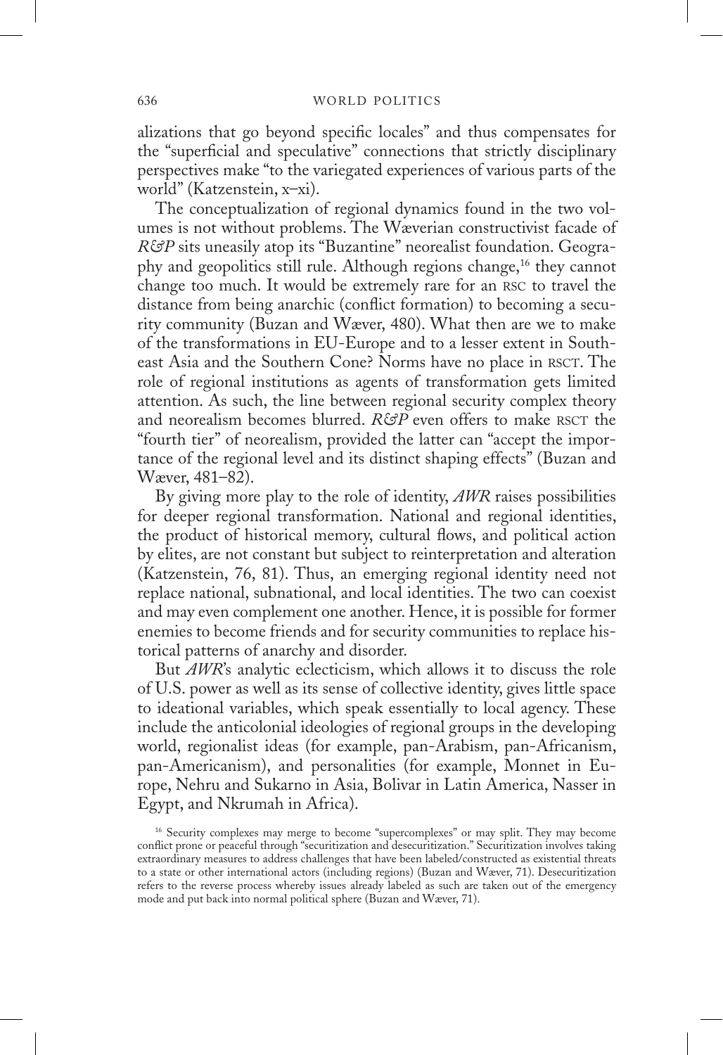alizations that go beyond specific locales" and thus compensates for the "superficial and speculative" connections that strictly disciplinary perspectives make "to the variegated experiences of various parts of the world" (Katzenstein, x–xi).

The conceptualization of regional dynamics found in the two volumes is not without problems. The Wæverian constructivist facade of *R&P* sits uneasily atop its "Buzantine" neorealist foundation. Geography and geopolitics still rule. Although regions change,[16] they cannot change too much. It would be extremely rare for an RSC to travel the distance from being anarchic (conflict formation) to becoming a security community (Buzan and Wæver, 480). What then are we to make of the transformations in EU-Europe and to a lesser extent in Southeast Asia and the Southern Cone? Norms have no place in RSCT. The role of regional institutions as agents of transformation gets limited attention. As such, the line between regional security complex theory and neorealism becomes blurred. *R&P* even offers to make RSCT the "fourth tier" of neorealism, provided the latter can "accept the importance of the regional level and its distinct shaping effects" (Buzan and Wæver, 481–82).

By giving more play to the role of identity, *AWR* raises possibilities for deeper regional transformation. National and regional identities, the product of historical memory, cultural flows, and political action by elites, are not constant but subject to reinterpretation and alteration (Katzenstein, 76, 81). Thus, an emerging regional identity need not replace national, subnational, and local identities. The two can coexist and may even complement one another. Hence, it is possible for former enemies to become friends and for security communities to replace historical patterns of anarchy and disorder.

But *AWR*'s analytic eclecticism, which allows it to discuss the role of U.S. power as well as its sense of collective identity, gives little space to ideational variables, which speak essentially to local agency. These include the anticolonial ideologies of regional groups in the developing world, regionalist ideas (for example, pan-Arabism, pan-Africanism, pan-Americanism), and personalities (for example, Monnet in Europe, Nehru and Sukarno in Asia, Bolivar in Latin America, Nasser in Egypt, and Nkrumah in Africa).

[16] Security complexes may merge to become "supercomplexes" or may split. They may become conflict prone or peaceful through "securitization and desecuritization." Securitization involves taking extraordinary measures to address challenges that have been labeled/constructed as existential threats to a state or other international actors (including regions) (Buzan and Wæver, 71). Desecuritization refers to the reverse process whereby issues already labeled as such are taken out of the emergency mode and put back into normal political sphere (Buzan and Wæver, 71).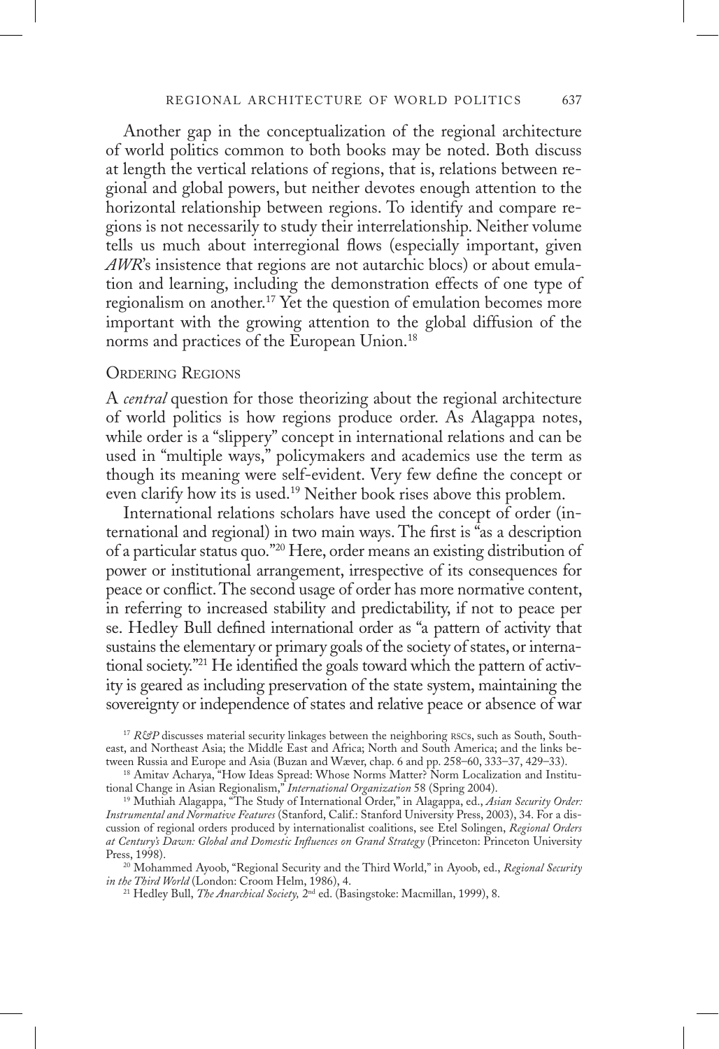Another gap in the conceptualization of the regional architecture of world politics common to both books may be noted. Both discuss at length the vertical relations of regions, that is, relations between regional and global powers, but neither devotes enough attention to the horizontal relationship between regions. To identify and compare regions is not necessarily to study their interrelationship. Neither volume tells us much about interregional flows (especially important, given *AWR*'s insistence that regions are not autarchic blocs) or about emulation and learning, including the demonstration effects of one type of regionalism on another.[17] Yet the question of emulation becomes more important with the growing attention to the global diffusion of the norms and practices of the European Union.[18]

## Ordering Regions

A *central* question for those theorizing about the regional architecture of world politics is how regions produce order. As Alagappa notes, while order is a "slippery" concept in international relations and can be used in "multiple ways," policymakers and academics use the term as though its meaning were self-evident. Very few define the concept or even clarify how its is used.[19] Neither book rises above this problem.

International relations scholars have used the concept of order (international and regional) in two main ways. The first is "as a description of a particular status quo."[20] Here, order means an existing distribution of power or institutional arrangement, irrespective of its consequences for peace or conflict. The second usage of order has more normative content, in referring to increased stability and predictability, if not to peace per se. Hedley Bull defined international order as "a pattern of activity that sustains the elementary or primary goals of the society of states, or international society."[21] He identified the goals toward which the pattern of activity is geared as including preservation of the state system, maintaining the sovereignty or independence of states and relative peace or absence of war

[17] *R&P* discusses material security linkages between the neighboring RSCs, such as South, Southeast, and Northeast Asia; the Middle East and Africa; North and South America; and the links between Russia and Europe and Asia (Buzan and Wæver, chap. 6 and pp. 258–60, 333–37, 429–33).

[18] Amitav Acharya, "How Ideas Spread: Whose Norms Matter? Norm Localization and Institutional Change in Asian Regionalism," *International Organization* 58 (Spring 2004).

[19] Muthiah Alagappa, "The Study of International Order," in Alagappa, ed., *Asian Security Order: Instrumental and Normative Features* (Stanford, Calif.: Stanford University Press, 2003), 34. For a discussion of regional orders produced by internationalist coalitions, see Etel Solingen, *Regional Orders at Century's Dawn: Global and Domestic Influences on Grand Strategy* (Princeton: Princeton University Press, 1998).

[20] Mohammed Ayoob, "Regional Security and the Third World," in Ayoob, ed., *Regional Security in the Third World* (London: Croom Helm, 1986), 4.

[21] Hedley Bull, *The Anarchical Society,* 2nd ed. (Basingstoke: Macmillan, 1999), 8.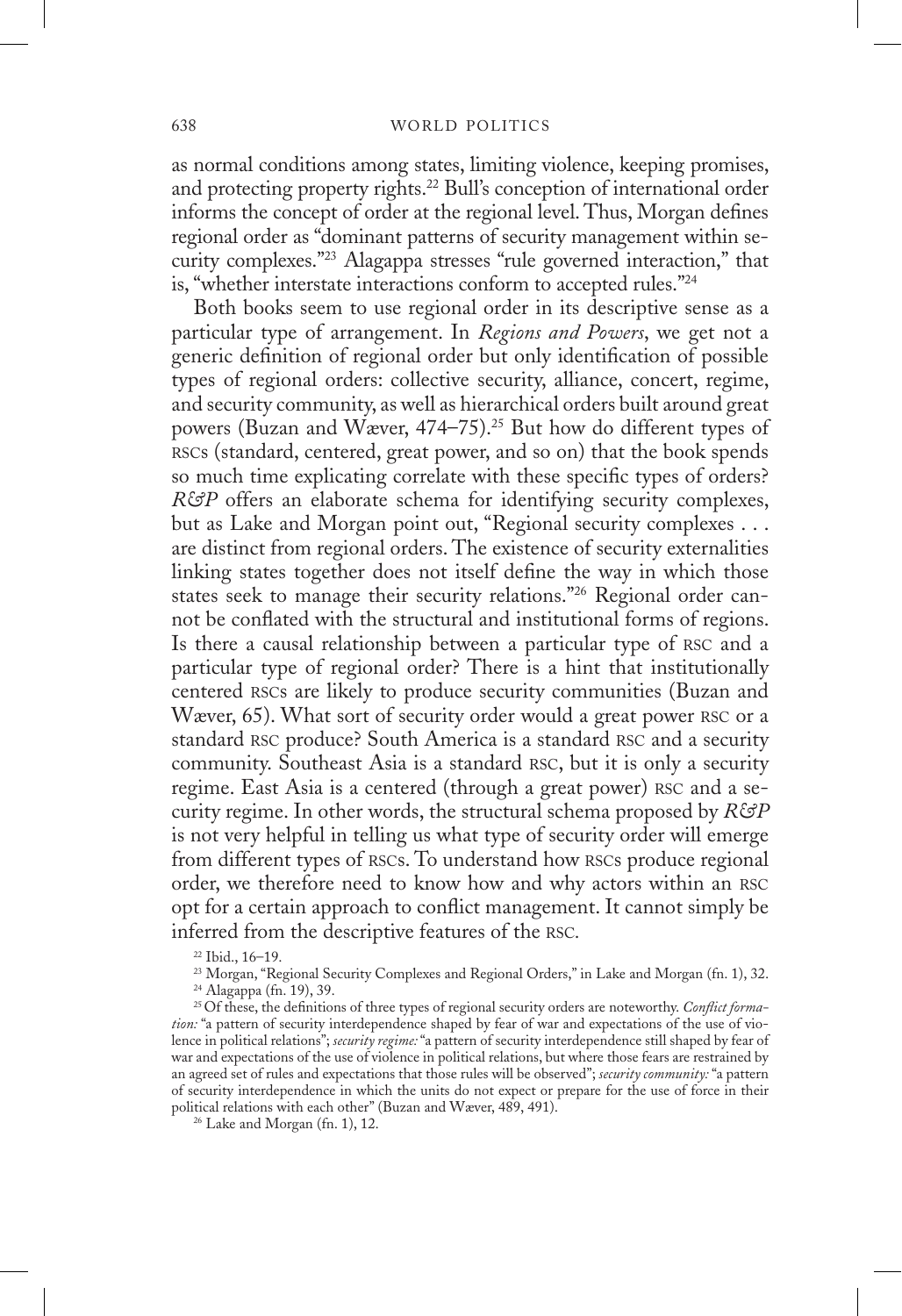as normal conditions among states, limiting violence, keeping promises, and protecting property rights.[22] Bull's conception of international order informs the concept of order at the regional level. Thus, Morgan defines regional order as "dominant patterns of security management within security complexes."[23] Alagappa stresses "rule governed interaction," that is, "whether interstate interactions conform to accepted rules."[24]

Both books seem to use regional order in its descriptive sense as a particular type of arrangement. In *Regions and Powers*, we get not a generic definition of regional order but only identification of possible types of regional orders: collective security, alliance, concert, regime, and security community, as well as hierarchical orders built around great powers (Buzan and Wæver, 474–75).[25] But how do different types of RSCs (standard, centered, great power, and so on) that the book spends so much time explicating correlate with these specific types of orders? *R&P* offers an elaborate schema for identifying security complexes, but as Lake and Morgan point out, "Regional security complexes . . . are distinct from regional orders. The existence of security externalities linking states together does not itself define the way in which those states seek to manage their security relations."[26] Regional order cannot be conflated with the structural and institutional forms of regions. Is there a causal relationship between a particular type of RSC and a particular type of regional order? There is a hint that institutionally centered RSCs are likely to produce security communities (Buzan and Wæver, 65). What sort of security order would a great power RSC or a standard RSC produce? South America is a standard RSC and a security community. Southeast Asia is a standard RSC, but it is only a security regime. East Asia is a centered (through a great power) RSC and a security regime. In other words, the structural schema proposed by *R&P* is not very helpful in telling us what type of security order will emerge from different types of RSCs. To understand how RSCs produce regional order, we therefore need to know how and why actors within an RSC opt for a certain approach to conflict management. It cannot simply be inferred from the descriptive features of the RSC.

[22] Ibid., 16–19.

[23] Morgan, "Regional Security Complexes and Regional Orders," in Lake and Morgan (fn. 1), 32.

[24] Alagappa (fn. 19), 39.

[25] Of these, the definitions of three types of regional security orders are noteworthy. *Conflict formation:* "a pattern of security interdependence shaped by fear of war and expectations of the use of violence in political relations"; *security regime:* "a pattern of security interdependence still shaped by fear of war and expectations of the use of violence in political relations, but where those fears are restrained by an agreed set of rules and expectations that those rules will be observed"; *security community:* "a pattern of security interdependence in which the units do not expect or prepare for the use of force in their political relations with each other" (Buzan and Wæver, 489, 491).

[26] Lake and Morgan (fn. 1), 12.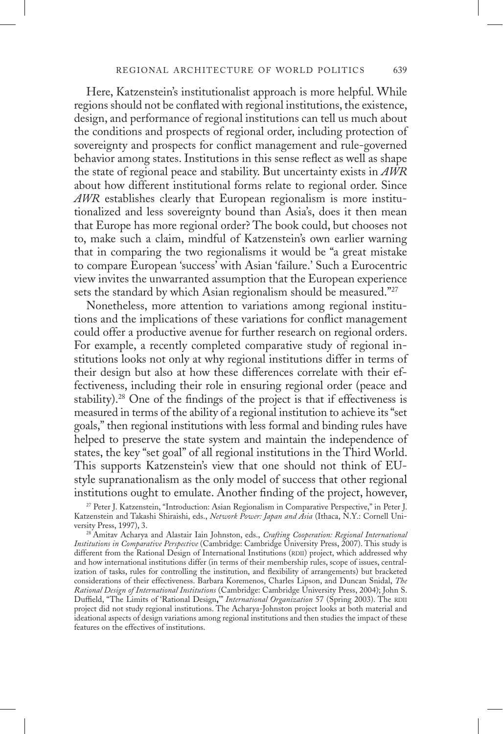Here, Katzenstein's institutionalist approach is more helpful. While regions should not be conflated with regional institutions, the existence, design, and performance of regional institutions can tell us much about the conditions and prospects of regional order, including protection of sovereignty and prospects for conflict management and rule-governed behavior among states. Institutions in this sense reflect as well as shape the state of regional peace and stability. But uncertainty exists in *AWR* about how different institutional forms relate to regional order. Since *AWR* establishes clearly that European regionalism is more institutionalized and less sovereignty bound than Asia's, does it then mean that Europe has more regional order? The book could, but chooses not to, make such a claim, mindful of Katzenstein's own earlier warning that in comparing the two regionalisms it would be "a great mistake to compare European 'success' with Asian 'failure.' Such a Eurocentric view invites the unwarranted assumption that the European experience sets the standard by which Asian regionalism should be measured."[27]

Nonetheless, more attention to variations among regional institutions and the implications of these variations for conflict management could offer a productive avenue for further research on regional orders. For example, a recently completed comparative study of regional institutions looks not only at why regional institutions differ in terms of their design but also at how these differences correlate with their effectiveness, including their role in ensuring regional order (peace and stability).[28] One of the findings of the project is that if effectiveness is measured in terms of the ability of a regional institution to achieve its "set goals," then regional institutions with less formal and binding rules have helped to preserve the state system and maintain the independence of states, the key "set goal" of all regional institutions in the Third World. This supports Katzenstein's view that one should not think of EU-style supranationalism as the only model of success that other regional institutions ought to emulate. Another finding of the project, however,

[27] Peter J. Katzenstein, "Introduction: Asian Regionalism in Comparative Perspective," in Peter J. Katzenstein and Takashi Shiraishi, eds., *Network Power: Japan and Asia* (Ithaca, N.Y.: Cornell University Press, 1997), 3.

[28] Amitav Acharya and Alastair Iain Johnston, eds., *Crafting Cooperation: Regional International Institutions in Comparative Perspective* (Cambridge: Cambridge University Press, 2007). This study is different from the Rational Design of International Institutions (RDII) project, which addressed why and how international institutions differ (in terms of their membership rules, scope of issues, centralization of tasks, rules for controlling the institution, and flexibility of arrangements) but bracketed considerations of their effectiveness. Barbara Koremenos, Charles Lipson, and Duncan Snidal, *The Rational Design of International Institutions* (Cambridge: Cambridge University Press, 2004); John S. Duffield, "The Limits of 'Rational Design,'" *International Organization* 57 (Spring 2003). The RDII project did not study regional institutions. The Acharya-Johnston project looks at both material and ideational aspects of design variations among regional institutions and then studies the impact of these features on the effectives of institutions.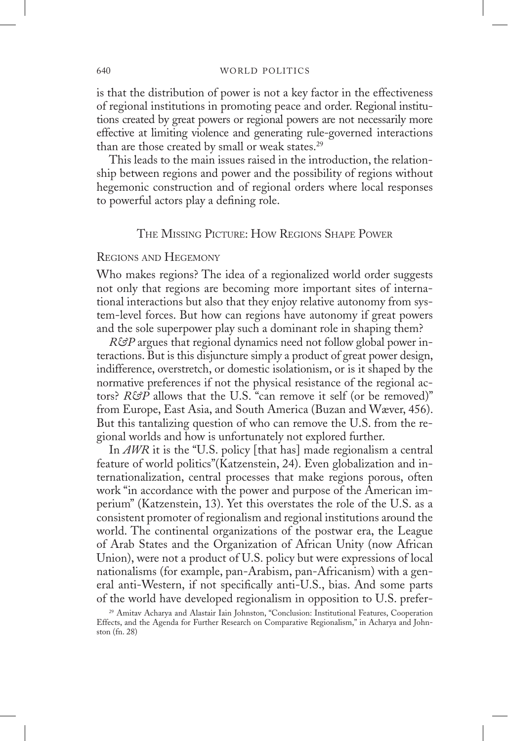is that the distribution of power is not a key factor in the effectiveness of regional institutions in promoting peace and order. Regional institutions created by great powers or regional powers are not necessarily more effective at limiting violence and generating rule-governed interactions than are those created by small or weak states.[29]

This leads to the main issues raised in the introduction, the relationship between regions and power and the possibility of regions without hegemonic construction and of regional orders where local responses to powerful actors play a defining role.

## The Missing Picture: How Regions Shape Power

### Regions and Hegemony

Who makes regions? The idea of a regionalized world order suggests not only that regions are becoming more important sites of international interactions but also that they enjoy relative autonomy from system-level forces. But how can regions have autonomy if great powers and the sole superpower play such a dominant role in shaping them?

*R&P* argues that regional dynamics need not follow global power interactions. But is this disjuncture simply a product of great power design, indifference, overstretch, or domestic isolationism, or is it shaped by the normative preferences if not the physical resistance of the regional actors? *R&P* allows that the U.S. "can remove it self (or be removed)" from Europe, East Asia, and South America (Buzan and Wæver, 456). But this tantalizing question of who can remove the U.S. from the regional worlds and how is unfortunately not explored further.

In *AWR* it is the "U.S. policy [that has] made regionalism a central feature of world politics"(Katzenstein, 24). Even globalization and internationalization, central processes that make regions porous, often work "in accordance with the power and purpose of the American imperium" (Katzenstein, 13). Yet this overstates the role of the U.S. as a consistent promoter of regionalism and regional institutions around the world. The continental organizations of the postwar era, the League of Arab States and the Organization of African Unity (now African Union), were not a product of U.S. policy but were expressions of local nationalisms (for example, pan-Arabism, pan-Africanism) with a general anti-Western, if not specifically anti-U.S., bias. And some parts of the world have developed regionalism in opposition to U.S. prefer-

[29] Amitav Acharya and Alastair Iain Johnston, "Conclusion: Institutional Features, Cooperation Effects, and the Agenda for Further Research on Comparative Regionalism," in Acharya and Johnston (fn. 28)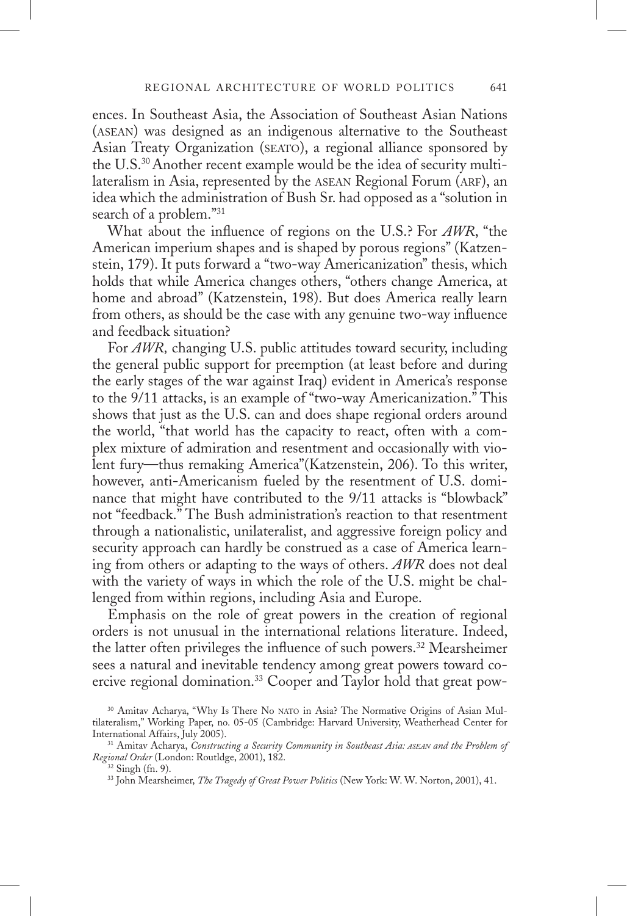ences. In Southeast Asia, the Association of Southeast Asian Nations (ASEAN) was designed as an indigenous alternative to the Southeast Asian Treaty Organization (SEATO), a regional alliance sponsored by the U.S.[30] Another recent example would be the idea of security multilateralism in Asia, represented by the ASEAN Regional Forum (ARF), an idea which the administration of Bush Sr. had opposed as a "solution in search of a problem."[31]

What about the influence of regions on the U.S.? For *AWR*, "the American imperium shapes and is shaped by porous regions" (Katzenstein, 179). It puts forward a "two-way Americanization" thesis, which holds that while America changes others, "others change America, at home and abroad" (Katzenstein, 198). But does America really learn from others, as should be the case with any genuine two-way influence and feedback situation?

For *AWR,* changing U.S. public attitudes toward security, including the general public support for preemption (at least before and during the early stages of the war against Iraq) evident in America's response to the 9/11 attacks, is an example of "two-way Americanization." This shows that just as the U.S. can and does shape regional orders around the world, "that world has the capacity to react, often with a complex mixture of admiration and resentment and occasionally with violent fury—thus remaking America"(Katzenstein, 206). To this writer, however, anti-Americanism fueled by the resentment of U.S. dominance that might have contributed to the 9/11 attacks is "blowback" not "feedback." The Bush administration's reaction to that resentment through a nationalistic, unilateralist, and aggressive foreign policy and security approach can hardly be construed as a case of America learning from others or adapting to the ways of others. *AWR* does not deal with the variety of ways in which the role of the U.S. might be challenged from within regions, including Asia and Europe.

Emphasis on the role of great powers in the creation of regional orders is not unusual in the international relations literature. Indeed, the latter often privileges the influence of such powers.[32] Mearsheimer sees a natural and inevitable tendency among great powers toward coercive regional domination.[33] Cooper and Taylor hold that great pow-

[30] Amitav Acharya, "Why Is There No NATO in Asia? The Normative Origins of Asian Multilateralism," Working Paper, no. 05-05 (Cambridge: Harvard University, Weatherhead Center for International Affairs, July 2005).

[31] Amitav Acharya, *Constructing a Security Community in Southeast Asia: ASEAN and the Problem of Regional Order* (London: Routldge, 2001), 182.

[32] Singh (fn. 9).

[33] John Mearsheimer, *The Tragedy of Great Power Politics* (New York: W. W. Norton, 2001), 41.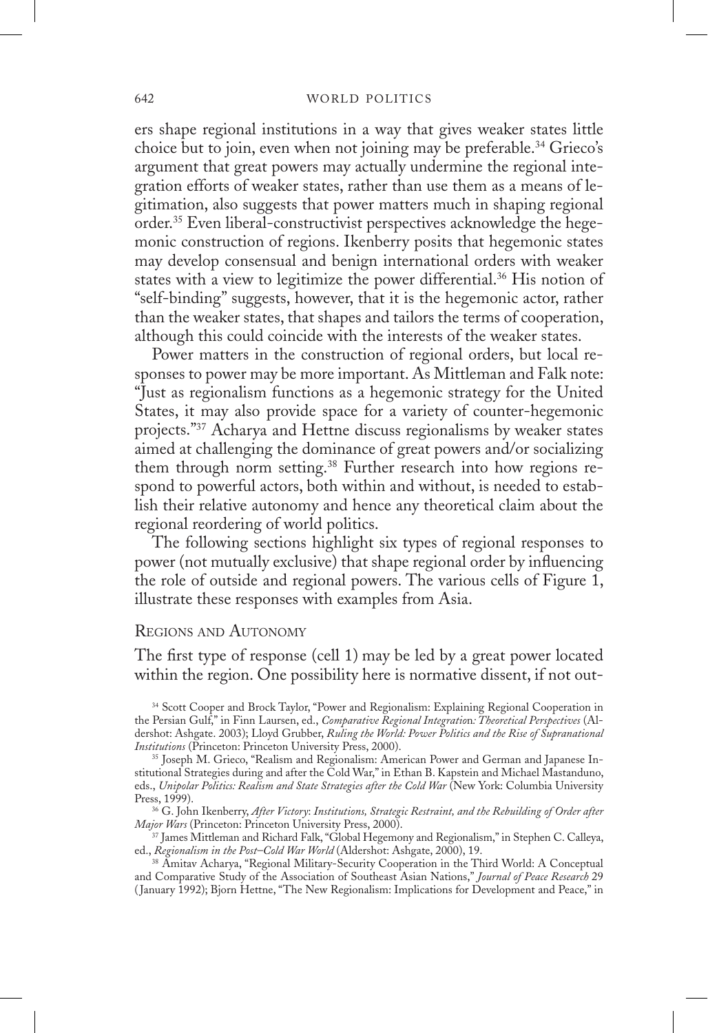ers shape regional institutions in a way that gives weaker states little choice but to join, even when not joining may be preferable.[34] Grieco's argument that great powers may actually undermine the regional integration efforts of weaker states, rather than use them as a means of legitimation, also suggests that power matters much in shaping regional order.[35] Even liberal-constructivist perspectives acknowledge the hegemonic construction of regions. Ikenberry posits that hegemonic states may develop consensual and benign international orders with weaker states with a view to legitimize the power differential.[36] His notion of "self-binding" suggests, however, that it is the hegemonic actor, rather than the weaker states, that shapes and tailors the terms of cooperation, although this could coincide with the interests of the weaker states.

Power matters in the construction of regional orders, but local responses to power may be more important. As Mittleman and Falk note: "Just as regionalism functions as a hegemonic strategy for the United States, it may also provide space for a variety of counter-hegemonic projects."[37] Acharya and Hettne discuss regionalisms by weaker states aimed at challenging the dominance of great powers and/or socializing them through norm setting.[38] Further research into how regions respond to powerful actors, both within and without, is needed to establish their relative autonomy and hence any theoretical claim about the regional reordering of world politics.

The following sections highlight six types of regional responses to power (not mutually exclusive) that shape regional order by influencing the role of outside and regional powers. The various cells of Figure 1, illustrate these responses with examples from Asia.

## Regions and Autonomy

The first type of response (cell 1) may be led by a great power located within the region. One possibility here is normative dissent, if not out-

[34] Scott Cooper and Brock Taylor, "Power and Regionalism: Explaining Regional Cooperation in the Persian Gulf," in Finn Laursen, ed., *Comparative Regional Integration: Theoretical Perspectives* (Aldershot: Ashgate. 2003); Lloyd Grubber, *Ruling the World: Power Politics and the Rise of Supranational Institutions* (Princeton: Princeton University Press, 2000).

[35] Joseph M. Grieco, "Realism and Regionalism: American Power and German and Japanese Institutional Strategies during and after the Cold War," in Ethan B. Kapstein and Michael Mastanduno, eds., *Unipolar Politics: Realism and State Strategies after the Cold War* (New York: Columbia University Press, 1999).

[36] G. John Ikenberry, *After Victory: Institutions, Strategic Restraint, and the Rebuilding of Order after Major Wars* (Princeton: Princeton University Press, 2000).

[37] James Mittleman and Richard Falk, "Global Hegemony and Regionalism," in Stephen C. Calleya, ed., *Regionalism in the Post–Cold War World* (Aldershot: Ashgate, 2000), 19.

[38] Amitav Acharya, "Regional Military-Security Cooperation in the Third World: A Conceptual and Comparative Study of the Association of Southeast Asian Nations," *Journal of Peace Research* 29 (January 1992); Bjorn Hettne, "The New Regionalism: Implications for Development and Peace," in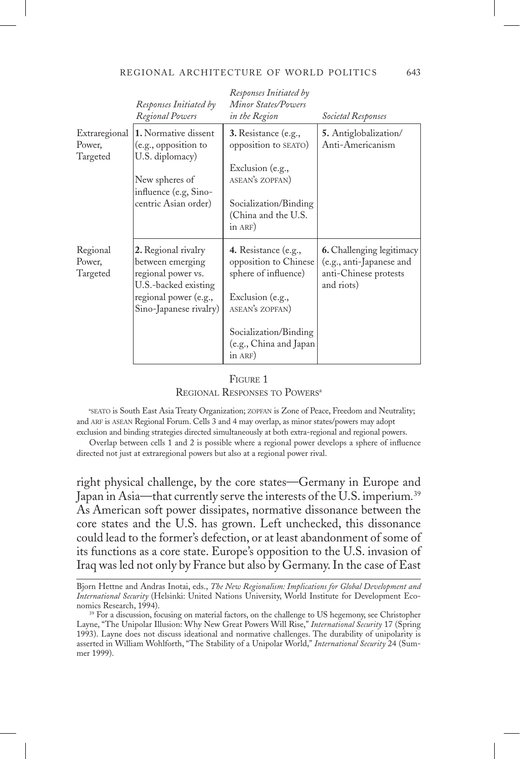| | *Responses Initiated by Regional Powers* | *Responses Initiated by Minor States/Powers in the Region* | *Societal Responses* |
|---|---|---|---|
| Extraregional Power, Targeted | **1.** Normative dissent (e.g., opposition to U.S. diplomacy)<br><br>New spheres of influence (e.g, Sino-centric Asian order) | **3.** Resistance (e.g., opposition to SEATO)<br><br>Exclusion (e.g., ASEAN's ZOPFAN)<br><br>Socialization/Binding (China and the U.S. in ARF) | **5.** Antiglobalization/Anti-Americanism |
| Regional Power, Targeted | **2.** Regional rivalry between emerging regional power vs. U.S.-backed existing regional power (e.g., Sino-Japanese rivalry) | **4.** Resistance (e.g., opposition to Chinese sphere of influence)<br><br>Exclusion (e.g., ASEAN's ZOPFAN)<br><br>Socialization/Binding (e.g., China and Japan in ARF) | **6.** Challenging legitimacy (e.g., anti-Japanese and anti-Chinese protests and riots) |

Figure 1
Regional Responses to Powers[a]

[a]SEATO is South East Asia Treaty Organization; ZOPFAN is Zone of Peace, Freedom and Neutrality; and ARF is ASEAN Regional Forum. Cells 3 and 4 may overlap, as minor states/powers may adopt exclusion and binding strategies directed simultaneously at both extra-regional and regional powers.

Overlap between cells 1 and 2 is possible where a regional power develops a sphere of influence directed not just at extraregional powers but also at a regional power rival.

right physical challenge, by the core states—Germany in Europe and Japan in Asia—that currently serve the interests of the U.S. imperium.[39] As American soft power dissipates, normative dissonance between the core states and the U.S. has grown. Left unchecked, this dissonance could lead to the former's defection, or at least abandonment of some of its functions as a core state. Europe's opposition to the U.S. invasion of Iraq was led not only by France but also by Germany. In the case of East

Bjorn Hettne and Andras Inotai, eds., *The New Regionalism: Implications for Global Development and International Security* (Helsinki: United Nations University, World Institute for Development Economics Research, 1994).

[39] For a discussion, focusing on material factors, on the challenge to US hegemony, see Christopher Layne, "The Unipolar Illusion: Why New Great Powers Will Rise," *International Security* 17 (Spring 1993). Layne does not discuss ideational and normative challenges. The durability of unipolarity is asserted in William Wohlforth, "The Stability of a Unipolar World," *International Security* 24 (Summer 1999).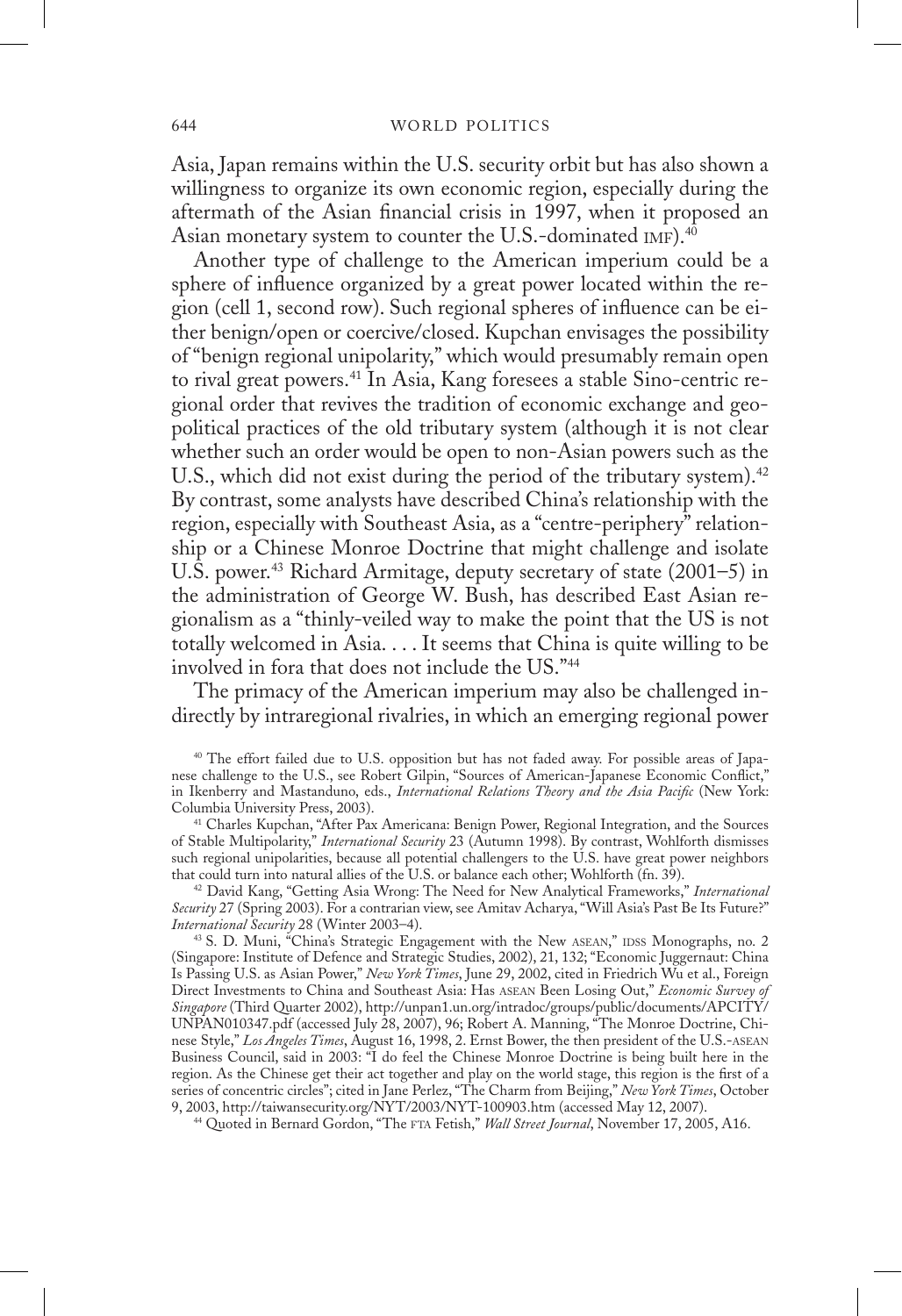Asia, Japan remains within the U.S. security orbit but has also shown a willingness to organize its own economic region, especially during the aftermath of the Asian financial crisis in 1997, when it proposed an Asian monetary system to counter the U.S.-dominated IMF).[40]

Another type of challenge to the American imperium could be a sphere of influence organized by a great power located within the region (cell 1, second row). Such regional spheres of influence can be either benign/open or coercive/closed. Kupchan envisages the possibility of "benign regional unipolarity," which would presumably remain open to rival great powers.[41] In Asia, Kang foresees a stable Sino-centric regional order that revives the tradition of economic exchange and geopolitical practices of the old tributary system (although it is not clear whether such an order would be open to non-Asian powers such as the U.S., which did not exist during the period of the tributary system).[42] By contrast, some analysts have described China's relationship with the region, especially with Southeast Asia, as a "centre-periphery" relationship or a Chinese Monroe Doctrine that might challenge and isolate U.S. power.[43] Richard Armitage, deputy secretary of state (2001–5) in the administration of George W. Bush, has described East Asian regionalism as a "thinly-veiled way to make the point that the US is not totally welcomed in Asia. . . . It seems that China is quite willing to be involved in fora that does not include the US."[44]

The primacy of the American imperium may also be challenged indirectly by intraregional rivalries, in which an emerging regional power

---

[40] The effort failed due to U.S. opposition but has not faded away. For possible areas of Japanese challenge to the U.S., see Robert Gilpin, "Sources of American-Japanese Economic Conflict," in Ikenberry and Mastanduno, eds., *International Relations Theory and the Asia Pacific* (New York: Columbia University Press, 2003).

[41] Charles Kupchan, "After Pax Americana: Benign Power, Regional Integration, and the Sources of Stable Multipolarity," *International Security* 23 (Autumn 1998). By contrast, Wohlforth dismisses such regional unipolarities, because all potential challengers to the U.S. have great power neighbors that could turn into natural allies of the U.S. or balance each other; Wohlforth (fn. 39).

[42] David Kang, "Getting Asia Wrong: The Need for New Analytical Frameworks," *International Security* 27 (Spring 2003). For a contrarian view, see Amitav Acharya, "Will Asia's Past Be Its Future?" *International Security* 28 (Winter 2003–4).

[43] S. D. Muni, "China's Strategic Engagement with the New ASEAN," IDSS Monographs, no. 2 (Singapore: Institute of Defence and Strategic Studies, 2002), 21, 132; "Economic Juggernaut: China Is Passing U.S. as Asian Power," *New York Times*, June 29, 2002, cited in Friedrich Wu et al., Foreign Direct Investments to China and Southeast Asia: Has ASEAN Been Losing Out," *Economic Survey of Singapore* (Third Quarter 2002), http://unpan1.un.org/intradoc/groups/public/documents/APCITY/UNPAN010347.pdf (accessed July 28, 2007), 96; Robert A. Manning, "The Monroe Doctrine, Chinese Style," *Los Angeles Times*, August 16, 1998, 2. Ernst Bower, the then president of the U.S.-ASEAN Business Council, said in 2003: "I do feel the Chinese Monroe Doctrine is being built here in the region. As the Chinese get their act together and play on the world stage, this region is the first of a series of concentric circles"; cited in Jane Perlez, "The Charm from Beijing," *New York Times*, October 9, 2003, http://taiwansecurity.org/NYT/2003/NYT-100903.htm (accessed May 12, 2007).

[44] Quoted in Bernard Gordon, "The FTA Fetish," *Wall Street Journal*, November 17, 2005, A16.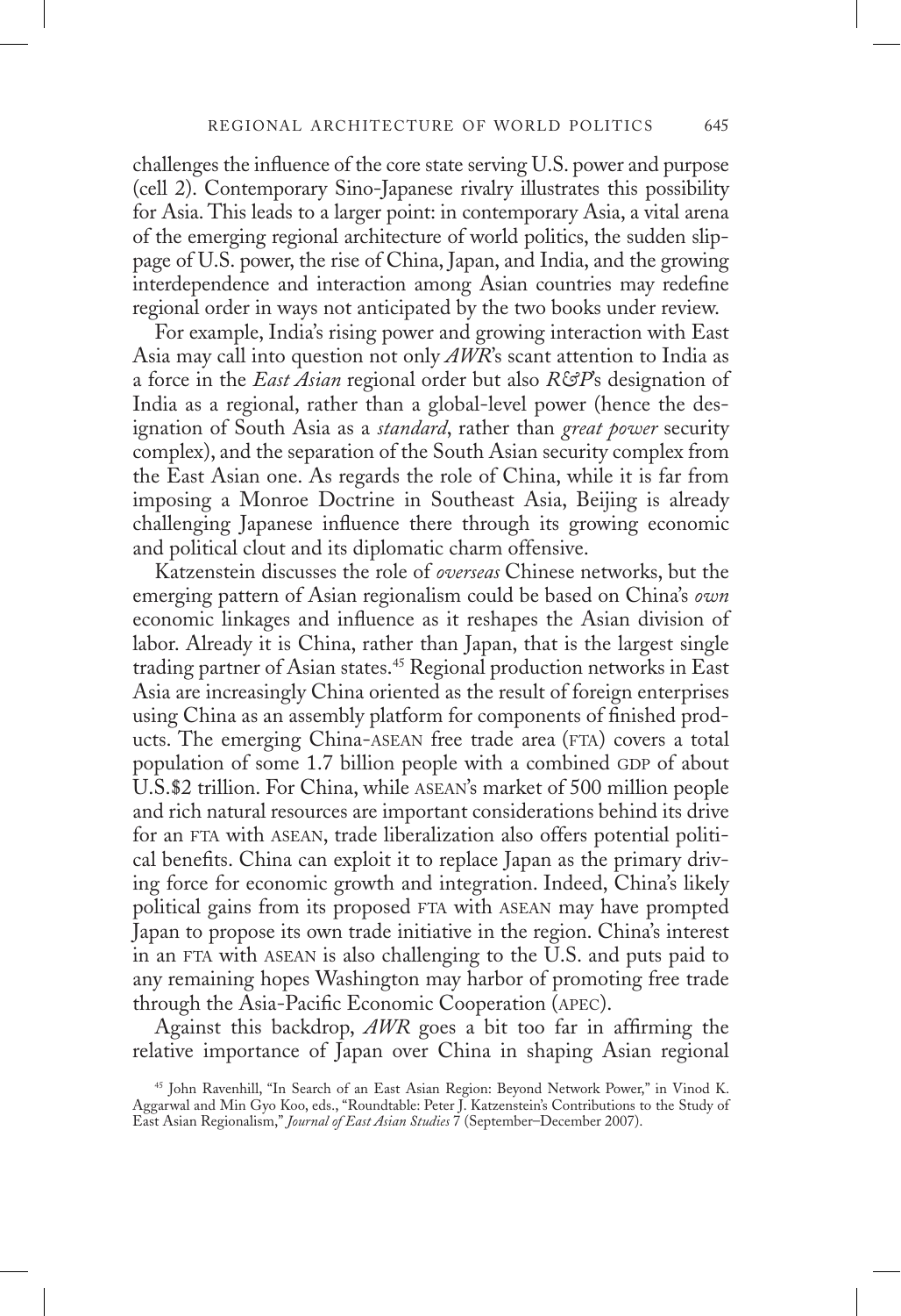challenges the influence of the core state serving U.S. power and purpose (cell 2). Contemporary Sino-Japanese rivalry illustrates this possibility for Asia. This leads to a larger point: in contemporary Asia, a vital arena of the emerging regional architecture of world politics, the sudden slippage of U.S. power, the rise of China, Japan, and India, and the growing interdependence and interaction among Asian countries may redefine regional order in ways not anticipated by the two books under review.

For example, India's rising power and growing interaction with East Asia may call into question not only *AWR*'s scant attention to India as a force in the *East Asian* regional order but also *R&P*'s designation of India as a regional, rather than a global-level power (hence the designation of South Asia as a *standard*, rather than *great power* security complex), and the separation of the South Asian security complex from the East Asian one. As regards the role of China, while it is far from imposing a Monroe Doctrine in Southeast Asia, Beijing is already challenging Japanese influence there through its growing economic and political clout and its diplomatic charm offensive.

Katzenstein discusses the role of *overseas* Chinese networks, but the emerging pattern of Asian regionalism could be based on China's *own* economic linkages and influence as it reshapes the Asian division of labor. Already it is China, rather than Japan, that is the largest single trading partner of Asian states.[45] Regional production networks in East Asia are increasingly China oriented as the result of foreign enterprises using China as an assembly platform for components of finished products. The emerging China-ASEAN free trade area (FTA) covers a total population of some 1.7 billion people with a combined GDP of about U.S.$2 trillion. For China, while ASEAN's market of 500 million people and rich natural resources are important considerations behind its drive for an FTA with ASEAN, trade liberalization also offers potential political benefits. China can exploit it to replace Japan as the primary driving force for economic growth and integration. Indeed, China's likely political gains from its proposed FTA with ASEAN may have prompted Japan to propose its own trade initiative in the region. China's interest in an FTA with ASEAN is also challenging to the U.S. and puts paid to any remaining hopes Washington may harbor of promoting free trade through the Asia-Pacific Economic Cooperation (APEC).

Against this backdrop, *AWR* goes a bit too far in affirming the relative importance of Japan over China in shaping Asian regional

[45] John Ravenhill, "In Search of an East Asian Region: Beyond Network Power," in Vinod K. Aggarwal and Min Gyo Koo, eds., "Roundtable: Peter J. Katzenstein's Contributions to the Study of East Asian Regionalism," *Journal of East Asian Studies* 7 (September–December 2007).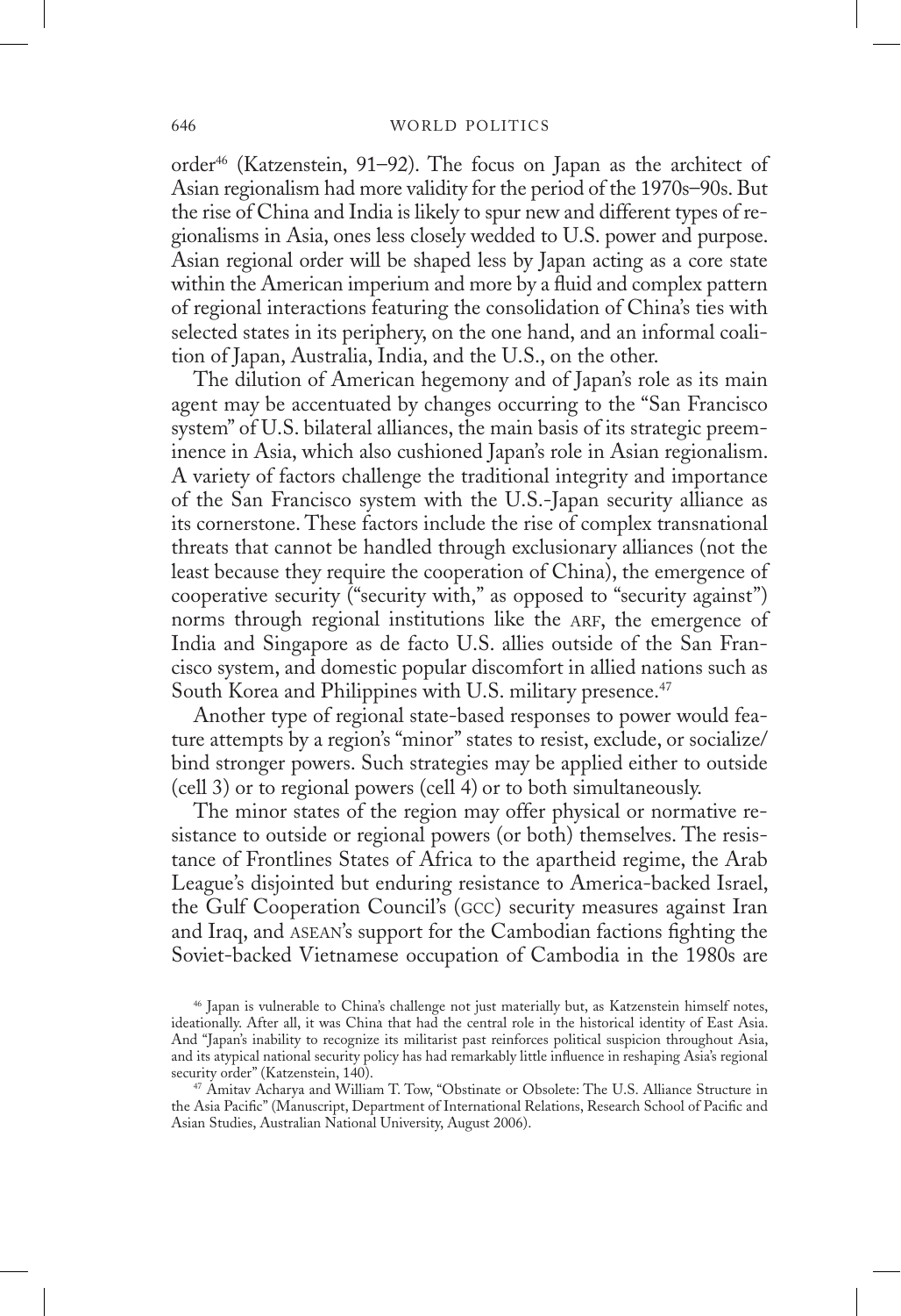order[46] (Katzenstein, 91–92). The focus on Japan as the architect of Asian regionalism had more validity for the period of the 1970s–90s. But the rise of China and India is likely to spur new and different types of regionalisms in Asia, ones less closely wedded to U.S. power and purpose. Asian regional order will be shaped less by Japan acting as a core state within the American imperium and more by a fluid and complex pattern of regional interactions featuring the consolidation of China's ties with selected states in its periphery, on the one hand, and an informal coalition of Japan, Australia, India, and the U.S., on the other.

The dilution of American hegemony and of Japan's role as its main agent may be accentuated by changes occurring to the "San Francisco system" of U.S. bilateral alliances, the main basis of its strategic preeminence in Asia, which also cushioned Japan's role in Asian regionalism. A variety of factors challenge the traditional integrity and importance of the San Francisco system with the U.S.-Japan security alliance as its cornerstone. These factors include the rise of complex transnational threats that cannot be handled through exclusionary alliances (not the least because they require the cooperation of China), the emergence of cooperative security ("security with," as opposed to "security against") norms through regional institutions like the ARF, the emergence of India and Singapore as de facto U.S. allies outside of the San Francisco system, and domestic popular discomfort in allied nations such as South Korea and Philippines with U.S. military presence.[47]

Another type of regional state-based responses to power would feature attempts by a region's "minor" states to resist, exclude, or socialize/bind stronger powers. Such strategies may be applied either to outside (cell 3) or to regional powers (cell 4) or to both simultaneously.

The minor states of the region may offer physical or normative resistance to outside or regional powers (or both) themselves. The resistance of Frontlines States of Africa to the apartheid regime, the Arab League's disjointed but enduring resistance to America-backed Israel, the Gulf Cooperation Council's (GCC) security measures against Iran and Iraq, and ASEAN's support for the Cambodian factions fighting the Soviet-backed Vietnamese occupation of Cambodia in the 1980s are

[46] Japan is vulnerable to China's challenge not just materially but, as Katzenstein himself notes, ideationally. After all, it was China that had the central role in the historical identity of East Asia. And "Japan's inability to recognize its militarist past reinforces political suspicion throughout Asia, and its atypical national security policy has had remarkably little influence in reshaping Asia's regional security order" (Katzenstein, 140).

[47] Amitav Acharya and William T. Tow, "Obstinate or Obsolete: The U.S. Alliance Structure in the Asia Pacific" (Manuscript, Department of International Relations, Research School of Pacific and Asian Studies, Australian National University, August 2006).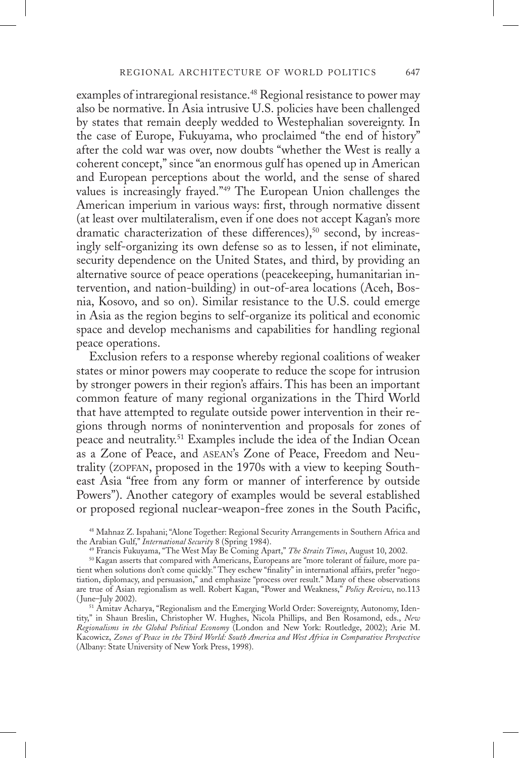examples of intraregional resistance.[48] Regional resistance to power may also be normative. In Asia intrusive U.S. policies have been challenged by states that remain deeply wedded to Westephalian sovereignty. In the case of Europe, Fukuyama, who proclaimed "the end of history" after the cold war was over, now doubts "whether the West is really a coherent concept," since "an enormous gulf has opened up in American and European perceptions about the world, and the sense of shared values is increasingly frayed."[49] The European Union challenges the American imperium in various ways: first, through normative dissent (at least over multilateralism, even if one does not accept Kagan's more dramatic characterization of these differences),[50] second, by increasingly self-organizing its own defense so as to lessen, if not eliminate, security dependence on the United States, and third, by providing an alternative source of peace operations (peacekeeping, humanitarian intervention, and nation-building) in out-of-area locations (Aceh, Bosnia, Kosovo, and so on). Similar resistance to the U.S. could emerge in Asia as the region begins to self-organize its political and economic space and develop mechanisms and capabilities for handling regional peace operations.

Exclusion refers to a response whereby regional coalitions of weaker states or minor powers may cooperate to reduce the scope for intrusion by stronger powers in their region's affairs. This has been an important common feature of many regional organizations in the Third World that have attempted to regulate outside power intervention in their regions through norms of nonintervention and proposals for zones of peace and neutrality.[51] Examples include the idea of the Indian Ocean as a Zone of Peace, and ASEAN's Zone of Peace, Freedom and Neutrality (ZOPFAN, proposed in the 1970s with a view to keeping Southeast Asia "free from any form or manner of interference by outside Powers"). Another category of examples would be several established or proposed regional nuclear-weapon-free zones in the South Pacific,

[48] Mahnaz Z. Ispahani; "Alone Together: Regional Security Arrangements in Southern Africa and the Arabian Gulf," *International Security* 8 (Spring 1984).

[49] Francis Fukuyama, "The West May Be Coming Apart," *The Straits Times*, August 10, 2002.

[50] Kagan asserts that compared with Americans, Europeans are "more tolerant of failure, more patient when solutions don't come quickly." They eschew "finality" in international affairs, prefer "negotiation, diplomacy, and persuasion," and emphasize "process over result." Many of these observations are true of Asian regionalism as well. Robert Kagan, "Power and Weakness," *Policy Review*, no.113 (June–July 2002).

[51] Amitav Acharya, "Regionalism and the Emerging World Order: Sovereignty, Autonomy, Identity," in Shaun Breslin, Christopher W. Hughes, Nicola Phillips, and Ben Rosamond, eds., *New Regionalisms in the Global Political Economy* (London and New York: Routledge, 2002); Arie M. Kacowicz, *Zones of Peace in the Third World: South America and West Africa in Comparative Perspective* (Albany: State University of New York Press, 1998).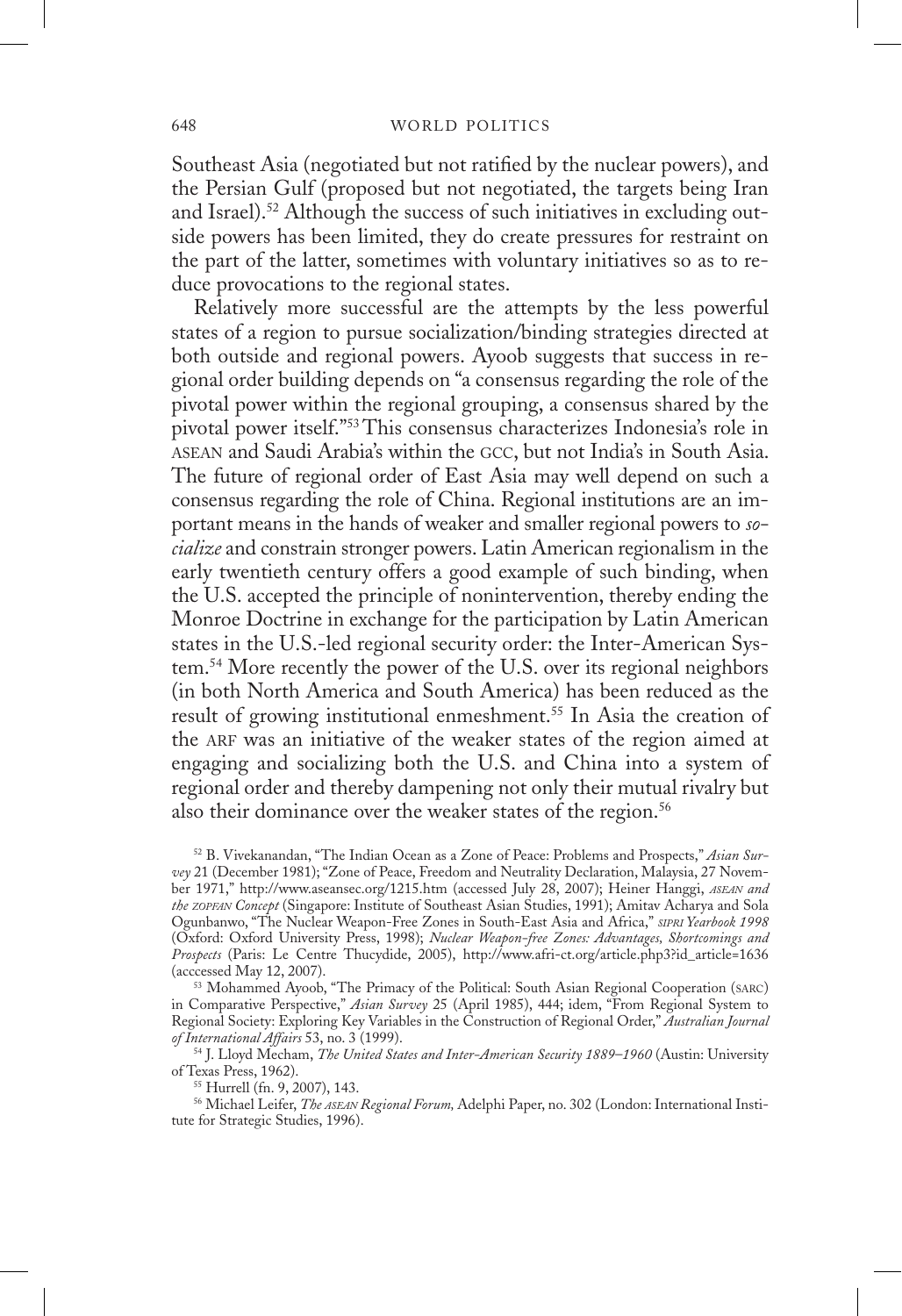Southeast Asia (negotiated but not ratified by the nuclear powers), and the Persian Gulf (proposed but not negotiated, the targets being Iran and Israel).[52] Although the success of such initiatives in excluding outside powers has been limited, they do create pressures for restraint on the part of the latter, sometimes with voluntary initiatives so as to reduce provocations to the regional states.

Relatively more successful are the attempts by the less powerful states of a region to pursue socialization/binding strategies directed at both outside and regional powers. Ayoob suggests that success in regional order building depends on "a consensus regarding the role of the pivotal power within the regional grouping, a consensus shared by the pivotal power itself."[53] This consensus characterizes Indonesia's role in ASEAN and Saudi Arabia's within the GCC, but not India's in South Asia. The future of regional order of East Asia may well depend on such a consensus regarding the role of China. Regional institutions are an important means in the hands of weaker and smaller regional powers to *socialize* and constrain stronger powers. Latin American regionalism in the early twentieth century offers a good example of such binding, when the U.S. accepted the principle of nonintervention, thereby ending the Monroe Doctrine in exchange for the participation by Latin American states in the U.S.-led regional security order: the Inter-American System.[54] More recently the power of the U.S. over its regional neighbors (in both North America and South America) has been reduced as the result of growing institutional enmeshment.[55] In Asia the creation of the ARF was an initiative of the weaker states of the region aimed at engaging and socializing both the U.S. and China into a system of regional order and thereby dampening not only their mutual rivalry but also their dominance over the weaker states of the region.[56]

[52] B. Vivekanandan, "The Indian Ocean as a Zone of Peace: Problems and Prospects," *Asian Survey* 21 (December 1981); "Zone of Peace, Freedom and Neutrality Declaration, Malaysia, 27 November 1971," http://www.aseansec.org/1215.htm (accessed July 28, 2007); Heiner Hanggi, *ASEAN and the ZOPFAN Concept* (Singapore: Institute of Southeast Asian Studies, 1991); Amitav Acharya and Sola Ogunbanwo, "The Nuclear Weapon-Free Zones in South-East Asia and Africa," *SIPRI Yearbook 1998* (Oxford: Oxford University Press, 1998); *Nuclear Weapon-free Zones: Advantages, Shortcomings and Prospects* (Paris: Le Centre Thucydide, 2005), http://www.afri-ct.org/article.php3?id_article=1636 (acccessed May 12, 2007).

[53] Mohammed Ayoob, "The Primacy of the Political: South Asian Regional Cooperation (SARC) in Comparative Perspective," *Asian Survey* 25 (April 1985), 444; idem, "From Regional System to Regional Society: Exploring Key Variables in the Construction of Regional Order," *Australian Journal of International Affairs* 53, no. 3 (1999).

[54] J. Lloyd Mecham, *The United States and Inter-American Security 1889–1960* (Austin: University of Texas Press, 1962).

[55] Hurrell (fn. 9, 2007), 143.

[56] Michael Leifer, *The ASEAN Regional Forum,* Adelphi Paper, no. 302 (London: International Institute for Strategic Studies, 1996).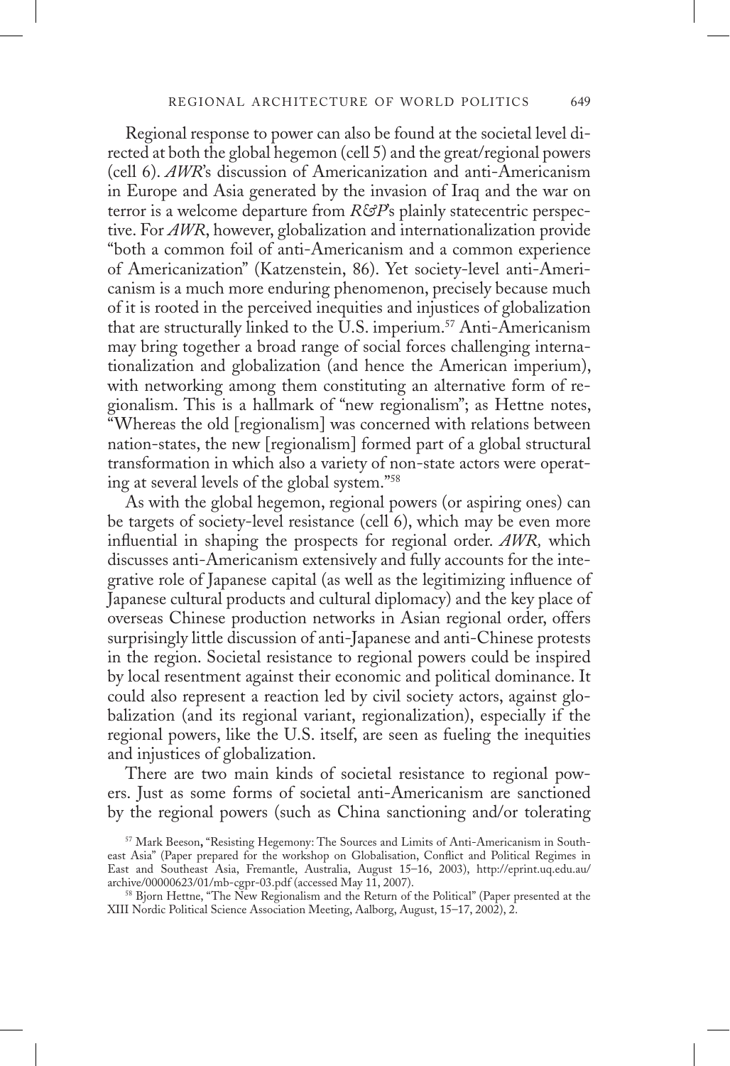Regional response to power can also be found at the societal level directed at both the global hegemon (cell 5) and the great/regional powers (cell 6). *AWR*'s discussion of Americanization and anti-Americanism in Europe and Asia generated by the invasion of Iraq and the war on terror is a welcome departure from *R&P*'s plainly statecentric perspective. For *AWR*, however, globalization and internationalization provide "both a common foil of anti-Americanism and a common experience of Americanization" (Katzenstein, 86). Yet society-level anti-Americanism is a much more enduring phenomenon, precisely because much of it is rooted in the perceived inequities and injustices of globalization that are structurally linked to the U.S. imperium.[57] Anti-Americanism may bring together a broad range of social forces challenging internationalization and globalization (and hence the American imperium), with networking among them constituting an alternative form of regionalism. This is a hallmark of "new regionalism"; as Hettne notes, "Whereas the old [regionalism] was concerned with relations between nation-states, the new [regionalism] formed part of a global structural transformation in which also a variety of non-state actors were operating at several levels of the global system."[58]

As with the global hegemon, regional powers (or aspiring ones) can be targets of society-level resistance (cell 6), which may be even more influential in shaping the prospects for regional order. *AWR,* which discusses anti-Americanism extensively and fully accounts for the integrative role of Japanese capital (as well as the legitimizing influence of Japanese cultural products and cultural diplomacy) and the key place of overseas Chinese production networks in Asian regional order, offers surprisingly little discussion of anti-Japanese and anti-Chinese protests in the region. Societal resistance to regional powers could be inspired by local resentment against their economic and political dominance. It could also represent a reaction led by civil society actors, against globalization (and its regional variant, regionalization), especially if the regional powers, like the U.S. itself, are seen as fueling the inequities and injustices of globalization.

There are two main kinds of societal resistance to regional powers. Just as some forms of societal anti-Americanism are sanctioned by the regional powers (such as China sanctioning and/or tolerating

[57] Mark Beeson, "Resisting Hegemony: The Sources and Limits of Anti-Americanism in Southeast Asia" (Paper prepared for the workshop on Globalisation, Conflict and Political Regimes in East and Southeast Asia, Fremantle, Australia, August 15–16, 2003), http://eprint.uq.edu.au/archive/00000623/01/mb-cgpr-03.pdf (accessed May 11, 2007).

[58] Bjorn Hettne, "The New Regionalism and the Return of the Political" (Paper presented at the XIII Nordic Political Science Association Meeting, Aalborg, August, 15–17, 2002), 2.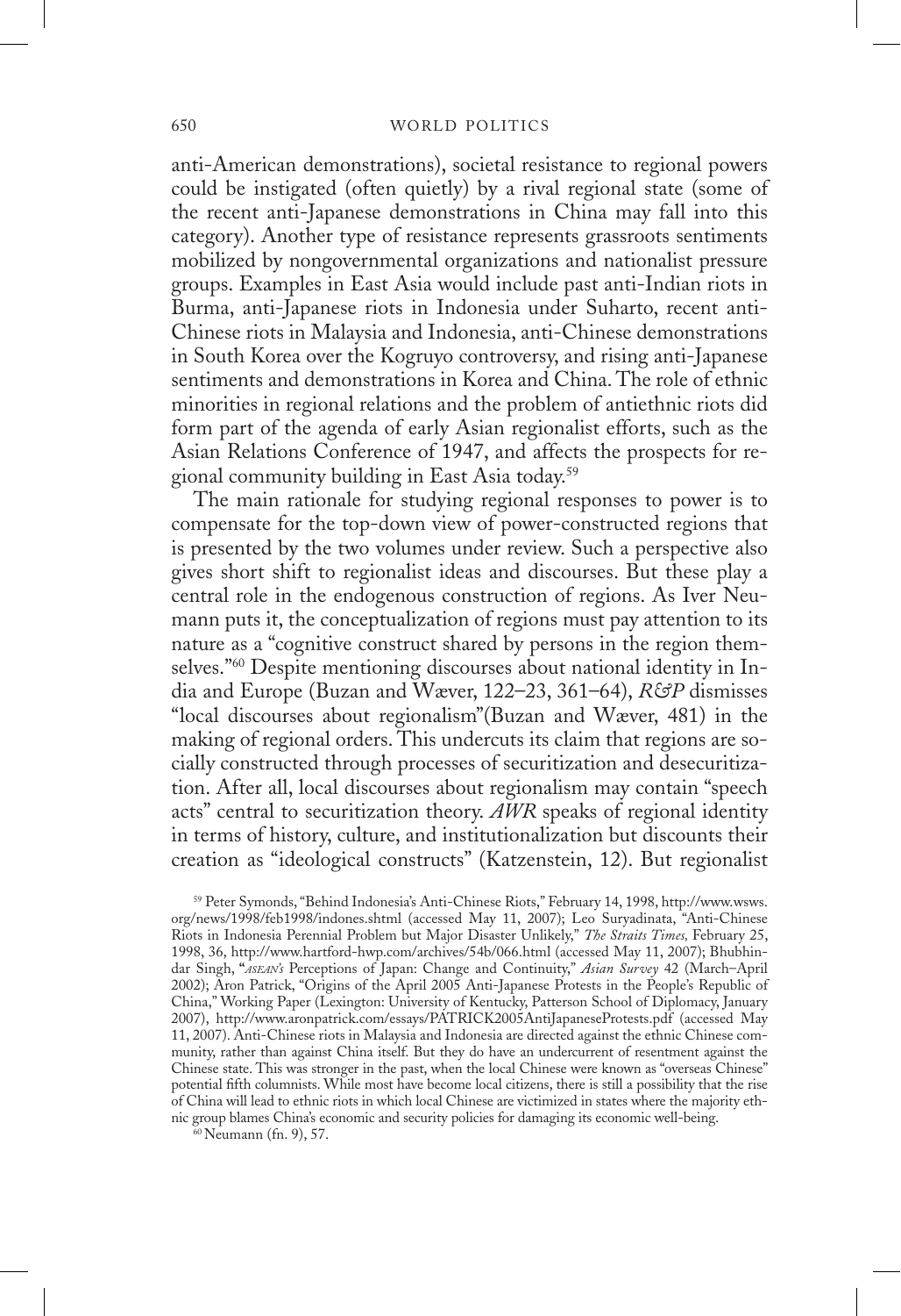anti-American demonstrations), societal resistance to regional powers could be instigated (often quietly) by a rival regional state (some of the recent anti-Japanese demonstrations in China may fall into this category). Another type of resistance represents grassroots sentiments mobilized by nongovernmental organizations and nationalist pressure groups. Examples in East Asia would include past anti-Indian riots in Burma, anti-Japanese riots in Indonesia under Suharto, recent anti-Chinese riots in Malaysia and Indonesia, anti-Chinese demonstrations in South Korea over the Kogruyo controversy, and rising anti-Japanese sentiments and demonstrations in Korea and China. The role of ethnic minorities in regional relations and the problem of antiethnic riots did form part of the agenda of early Asian regionalist efforts, such as the Asian Relations Conference of 1947, and affects the prospects for regional community building in East Asia today.[59]

The main rationale for studying regional responses to power is to compensate for the top-down view of power-constructed regions that is presented by the two volumes under review. Such a perspective also gives short shift to regionalist ideas and discourses. But these play a central role in the endogenous construction of regions. As Iver Neumann puts it, the conceptualization of regions must pay attention to its nature as a "cognitive construct shared by persons in the region themselves."[60] Despite mentioning discourses about national identity in India and Europe (Buzan and Wæver, 122–23, 361–64), *R&P* dismisses "local discourses about regionalism"(Buzan and Wæver, 481) in the making of regional orders. This undercuts its claim that regions are socially constructed through processes of securitization and desecuritization. After all, local discourses about regionalism may contain "speech acts" central to securitization theory. *AWR* speaks of regional identity in terms of history, culture, and institutionalization but discounts their creation as "ideological constructs" (Katzenstein, 12). But regionalist

[59] Peter Symonds, "Behind Indonesia's Anti-Chinese Riots," February 14, 1998, http://www.wsws.org/news/1998/feb1998/indones.shtml (accessed May 11, 2007); Leo Suryadinata, "Anti-Chinese Riots in Indonesia Perennial Problem but Major Disaster Unlikely," *The Straits Times,* February 25, 1998, 36, http://www.hartford-hwp.com/archives/54b/066.html (accessed May 11, 2007); Bhubhindar Singh, "*ASEAN's* Perceptions of Japan: Change and Continuity," *Asian Survey* 42 (March–April 2002); Aron Patrick, "Origins of the April 2005 Anti-Japanese Protests in the People's Republic of China," Working Paper (Lexington: University of Kentucky, Patterson School of Diplomacy, January 2007), http://www.aronpatrick.com/essays/PATRICK2005AntiJapaneseProtests.pdf (accessed May 11, 2007). Anti-Chinese riots in Malaysia and Indonesia are directed against the ethnic Chinese community, rather than against China itself. But they do have an undercurrent of resentment against the Chinese state. This was stronger in the past, when the local Chinese were known as "overseas Chinese" potential fifth columnists. While most have become local citizens, there is still a possibility that the rise of China will lead to ethnic riots in which local Chinese are victimized in states where the majority ethnic group blames China's economic and security policies for damaging its economic well-being.

[60] Neumann (fn. 9), 57.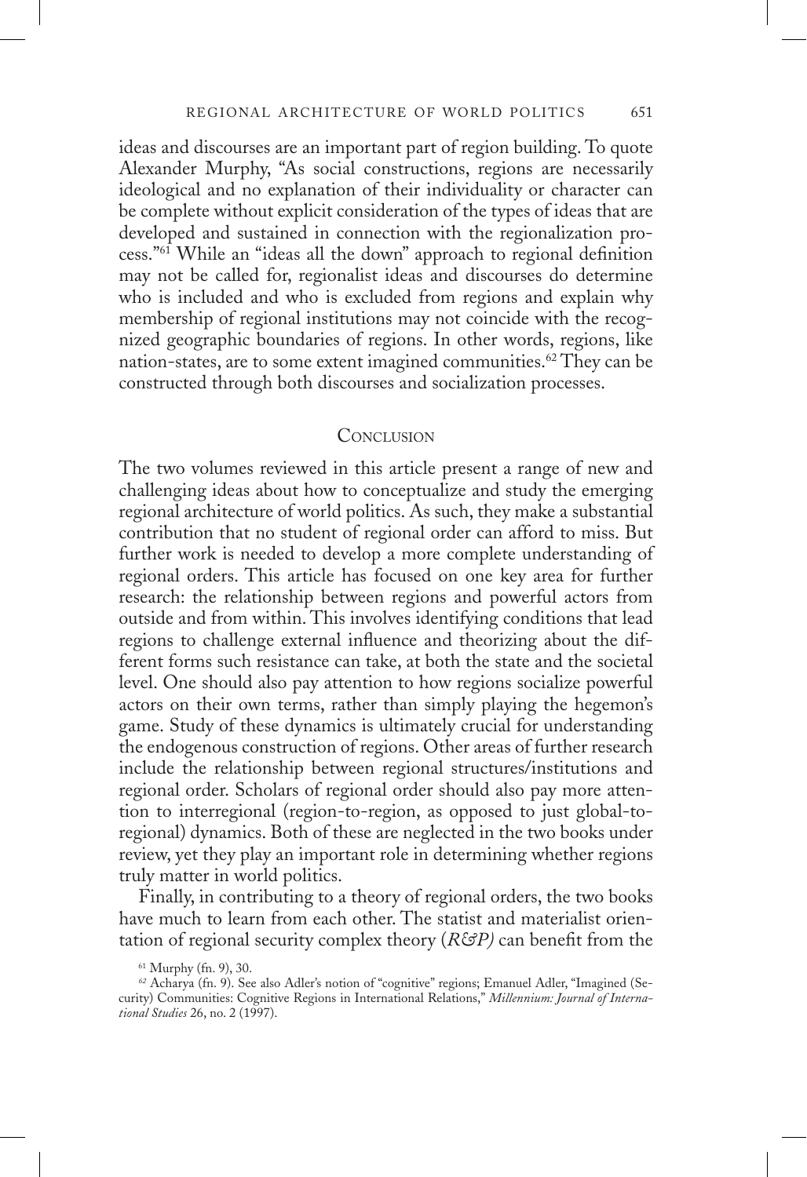ideas and discourses are an important part of region building. To quote Alexander Murphy, "As social constructions, regions are necessarily ideological and no explanation of their individuality or character can be complete without explicit consideration of the types of ideas that are developed and sustained in connection with the regionalization process."[61] While an "ideas all the down" approach to regional definition may not be called for, regionalist ideas and discourses do determine who is included and who is excluded from regions and explain why membership of regional institutions may not coincide with the recognized geographic boundaries of regions. In other words, regions, like nation-states, are to some extent imagined communities.[62] They can be constructed through both discourses and socialization processes.

## Conclusion

The two volumes reviewed in this article present a range of new and challenging ideas about how to conceptualize and study the emerging regional architecture of world politics. As such, they make a substantial contribution that no student of regional order can afford to miss. But further work is needed to develop a more complete understanding of regional orders. This article has focused on one key area for further research: the relationship between regions and powerful actors from outside and from within. This involves identifying conditions that lead regions to challenge external influence and theorizing about the different forms such resistance can take, at both the state and the societal level. One should also pay attention to how regions socialize powerful actors on their own terms, rather than simply playing the hegemon's game. Study of these dynamics is ultimately crucial for understanding the endogenous construction of regions. Other areas of further research include the relationship between regional structures/institutions and regional order. Scholars of regional order should also pay more attention to interregional (region-to-region, as opposed to just global-to-regional) dynamics. Both of these are neglected in the two books under review, yet they play an important role in determining whether regions truly matter in world politics.

Finally, in contributing to a theory of regional orders, the two books have much to learn from each other. The statist and materialist orientation of regional security complex theory (*R&P)* can benefit from the

[61] Murphy (fn. 9), 30.

[62] Acharya (fn. 9). See also Adler's notion of "cognitive" regions; Emanuel Adler, "Imagined (Security) Communities: Cognitive Regions in International Relations," *Millennium: Journal of International Studies* 26, no. 2 (1997).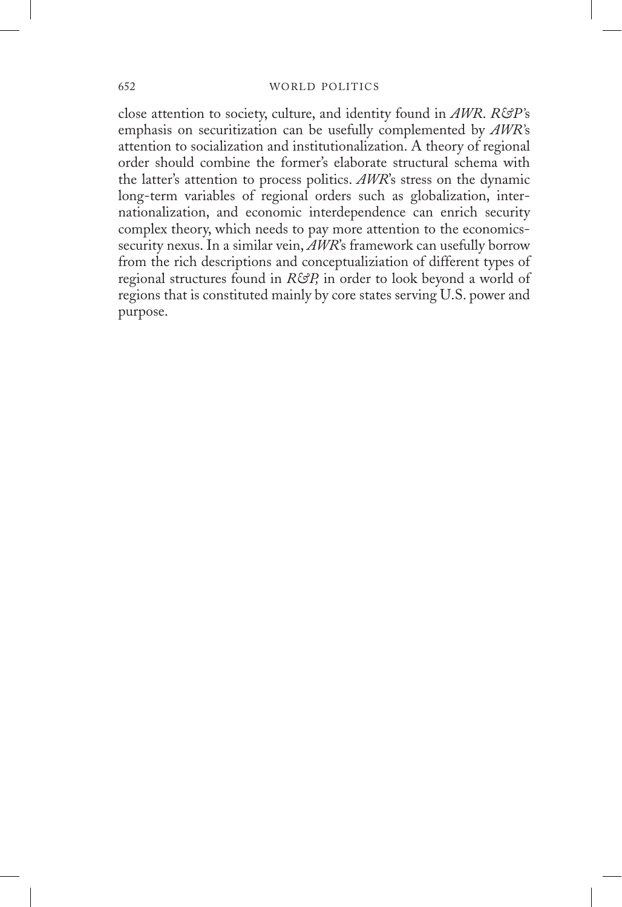close attention to society, culture, and identity found in *AWR*. *R&P*'s emphasis on securitization can be usefully complemented by *AWR*'s attention to socialization and institutionalization. A theory of regional order should combine the former's elaborate structural schema with the latter's attention to process politics. *AWR*'s stress on the dynamic long-term variables of regional orders such as globalization, internationalization, and economic interdependence can enrich security complex theory, which needs to pay more attention to the economics-security nexus. In a similar vein, *AWR*'s framework can usefully borrow from the rich descriptions and conceptualiziation of different types of regional structures found in *R&P,* in order to look beyond a world of regions that is constituted mainly by core states serving U.S. power and purpose.